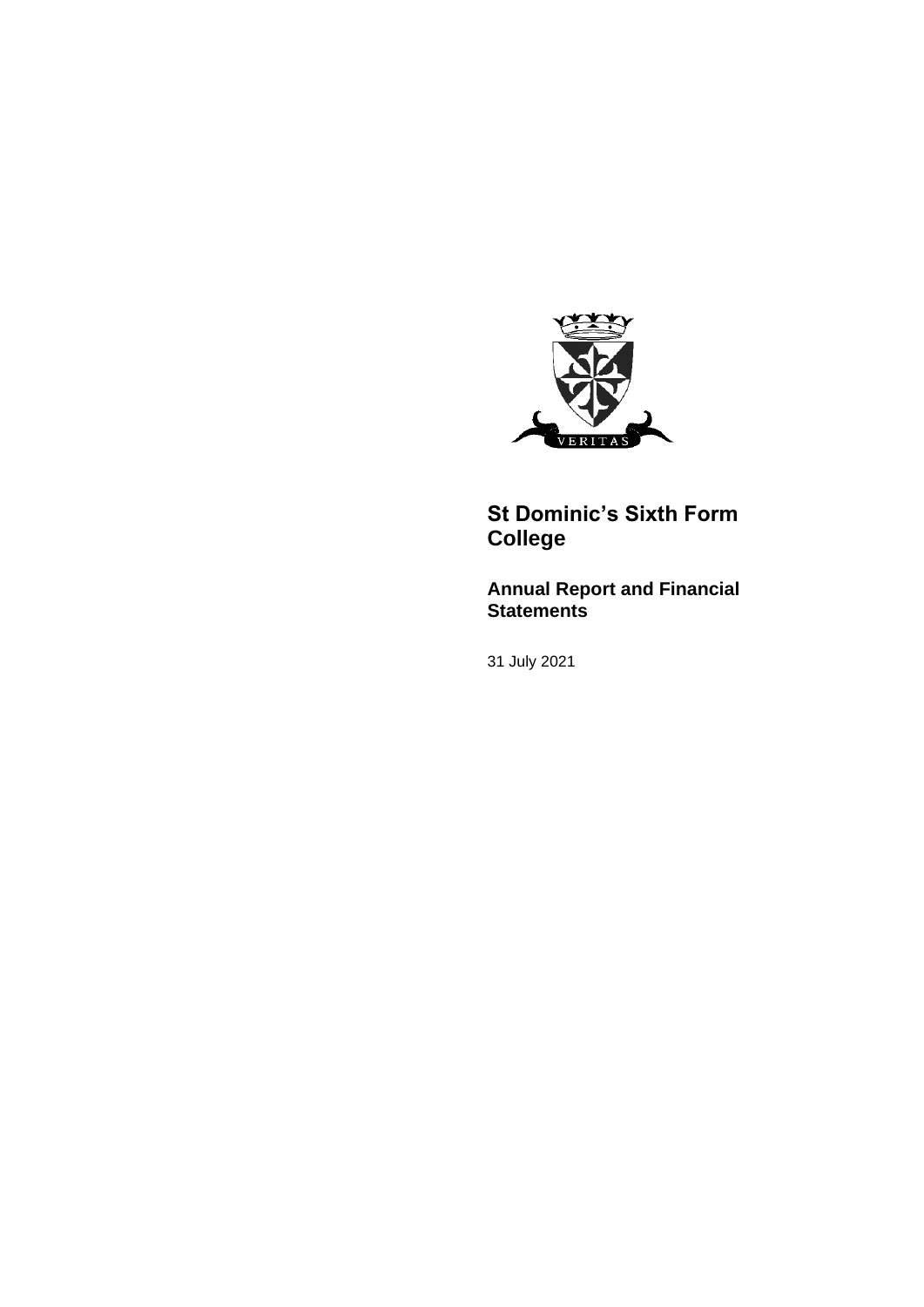# St Dominic's Sixth Form College

## Annual Report and Financial Statements

31 July 2021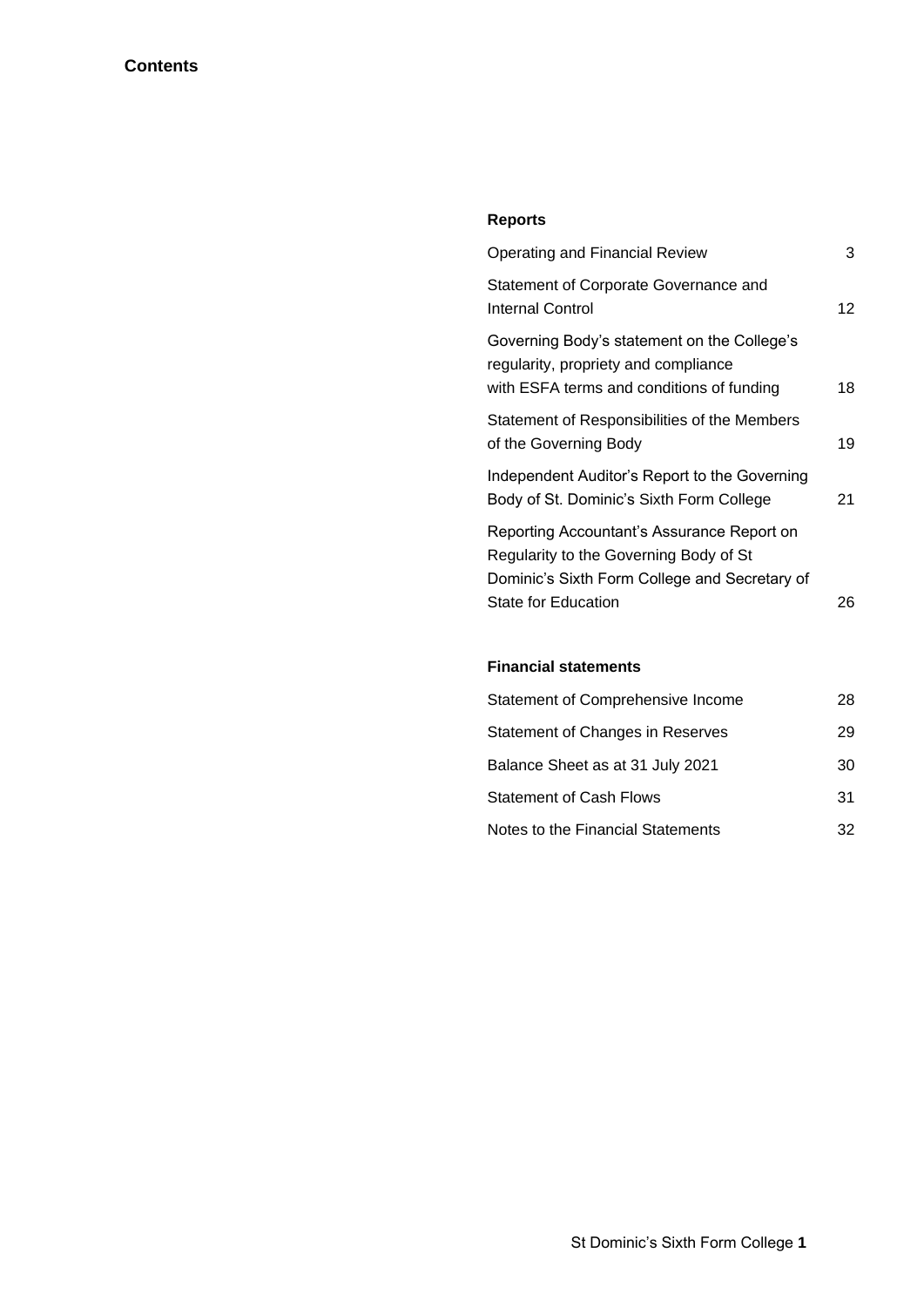# Contents

## Reports

| | |
|---|---|
| Operating and Financial Review | 3 |
| Statement of Corporate Governance and Internal Control | 12 |
| Governing Body's statement on the College's regularity, propriety and compliance with ESFA terms and conditions of funding | 18 |
| Statement of Responsibilities of the Members of the Governing Body | 19 |
| Independent Auditor's Report to the Governing Body of St. Dominic's Sixth Form College | 21 |
| Reporting Accountant's Assurance Report on Regularity to the Governing Body of St Dominic's Sixth Form College and Secretary of State for Education | 26 |

## Financial statements

| | |
|---|---|
| Statement of Comprehensive Income | 28 |
| Statement of Changes in Reserves | 29 |
| Balance Sheet as at 31 July 2021 | 30 |
| Statement of Cash Flows | 31 |
| Notes to the Financial Statements | 32 |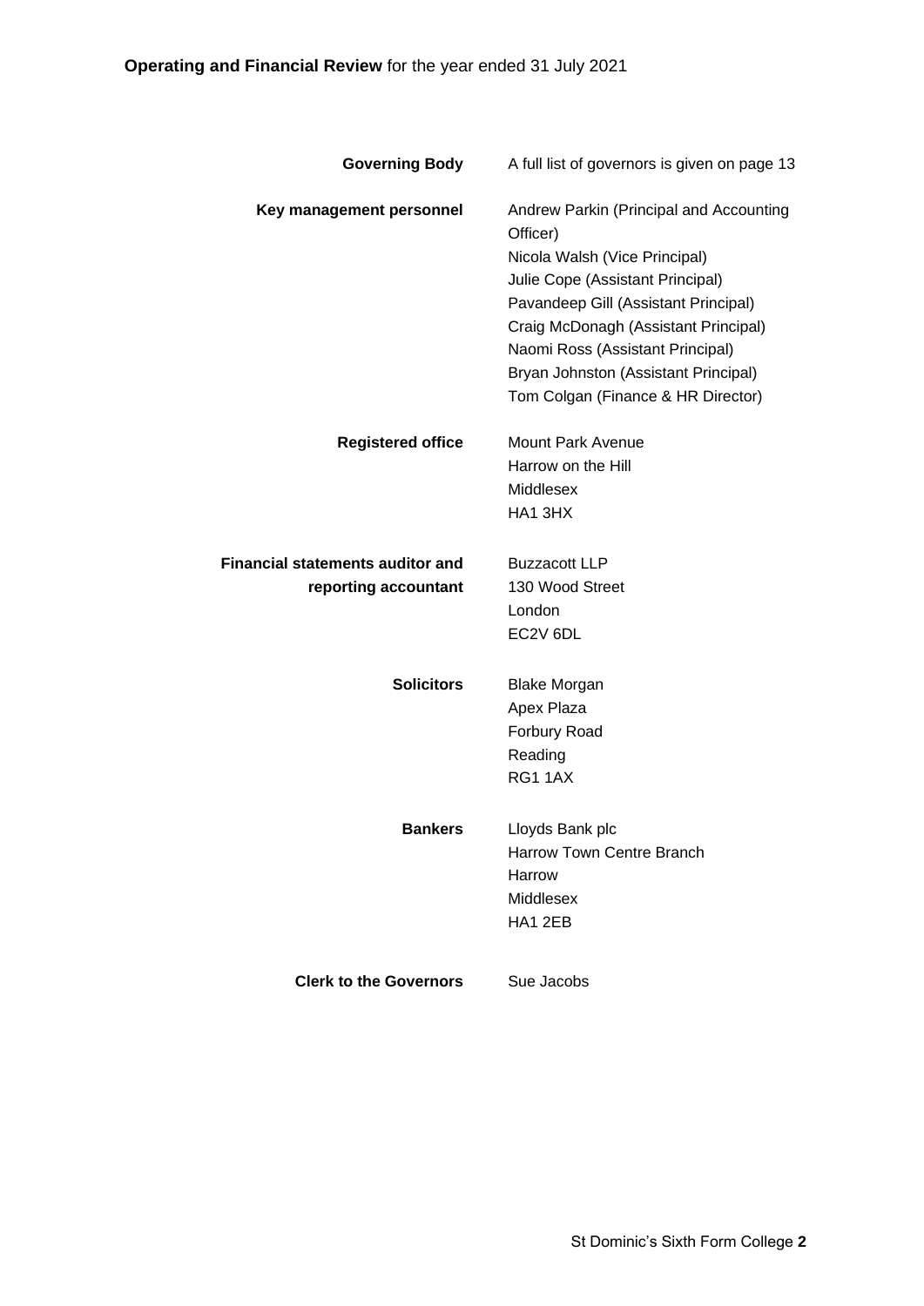**Operating and Financial Review** for the year ended 31 July 2021

| | |
|---|---|
| **Governing Body** | A full list of governors is given on page 13 |
| **Key management personnel** | Andrew Parkin (Principal and Accounting Officer)<br>Nicola Walsh (Vice Principal)<br>Julie Cope (Assistant Principal)<br>Pavandeep Gill (Assistant Principal)<br>Craig McDonagh (Assistant Principal)<br>Naomi Ross (Assistant Principal)<br>Bryan Johnston (Assistant Principal)<br>Tom Colgan (Finance & HR Director) |
| **Registered office** | Mount Park Avenue<br>Harrow on the Hill<br>Middlesex<br>HA1 3HX |
| **Financial statements auditor and reporting accountant** | Buzzacott LLP<br>130 Wood Street<br>London<br>EC2V 6DL |
| **Solicitors** | Blake Morgan<br>Apex Plaza<br>Forbury Road<br>Reading<br>RG1 1AX |
| **Bankers** | Lloyds Bank plc<br>Harrow Town Centre Branch<br>Harrow<br>Middlesex<br>HA1 2EB |
| **Clerk to the Governors** | Sue Jacobs |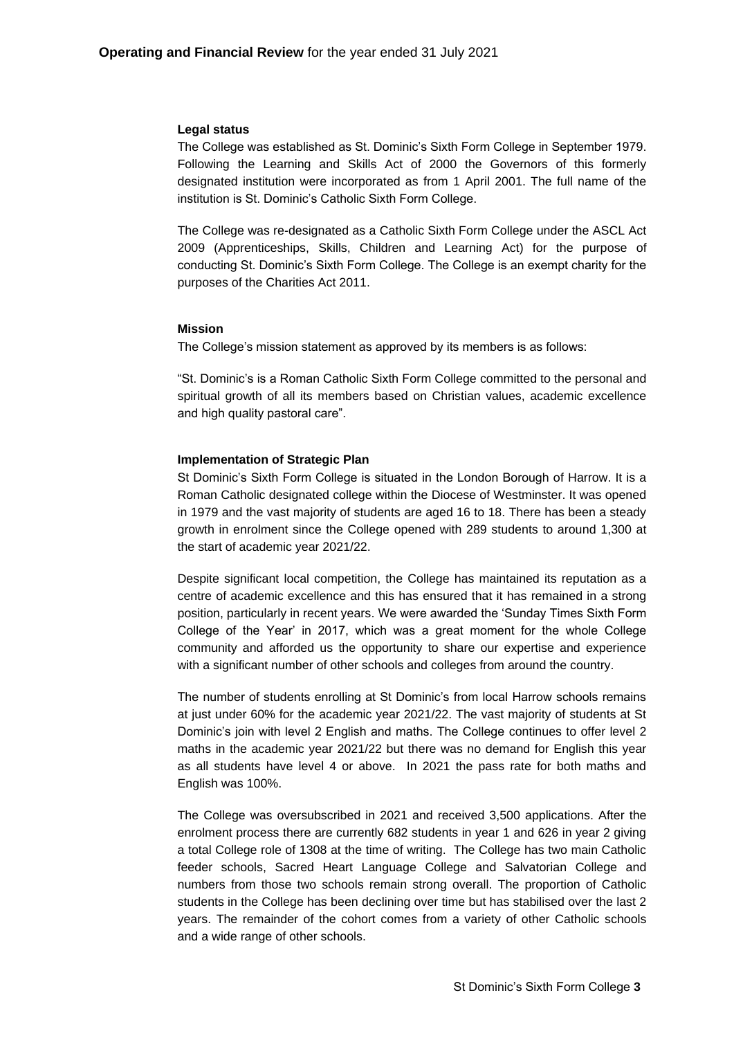## Operating and Financial Review for the year ended 31 July 2021

### Legal status

The College was established as St. Dominic's Sixth Form College in September 1979. Following the Learning and Skills Act of 2000 the Governors of this formerly designated institution were incorporated as from 1 April 2001. The full name of the institution is St. Dominic's Catholic Sixth Form College.

The College was re-designated as a Catholic Sixth Form College under the ASCL Act 2009 (Apprenticeships, Skills, Children and Learning Act) for the purpose of conducting St. Dominic's Sixth Form College. The College is an exempt charity for the purposes of the Charities Act 2011.

### Mission

The College's mission statement as approved by its members is as follows:

"St. Dominic's is a Roman Catholic Sixth Form College committed to the personal and spiritual growth of all its members based on Christian values, academic excellence and high quality pastoral care".

### Implementation of Strategic Plan

St Dominic's Sixth Form College is situated in the London Borough of Harrow. It is a Roman Catholic designated college within the Diocese of Westminster. It was opened in 1979 and the vast majority of students are aged 16 to 18. There has been a steady growth in enrolment since the College opened with 289 students to around 1,300 at the start of academic year 2021/22.

Despite significant local competition, the College has maintained its reputation as a centre of academic excellence and this has ensured that it has remained in a strong position, particularly in recent years. We were awarded the 'Sunday Times Sixth Form College of the Year' in 2017, which was a great moment for the whole College community and afforded us the opportunity to share our expertise and experience with a significant number of other schools and colleges from around the country.

The number of students enrolling at St Dominic's from local Harrow schools remains at just under 60% for the academic year 2021/22. The vast majority of students at St Dominic's join with level 2 English and maths. The College continues to offer level 2 maths in the academic year 2021/22 but there was no demand for English this year as all students have level 4 or above. In 2021 the pass rate for both maths and English was 100%.

The College was oversubscribed in 2021 and received 3,500 applications. After the enrolment process there are currently 682 students in year 1 and 626 in year 2 giving a total College role of 1308 at the time of writing. The College has two main Catholic feeder schools, Sacred Heart Language College and Salvatorian College and numbers from those two schools remain strong overall. The proportion of Catholic students in the College has been declining over time but has stabilised over the last 2 years. The remainder of the cohort comes from a variety of other Catholic schools and a wide range of other schools.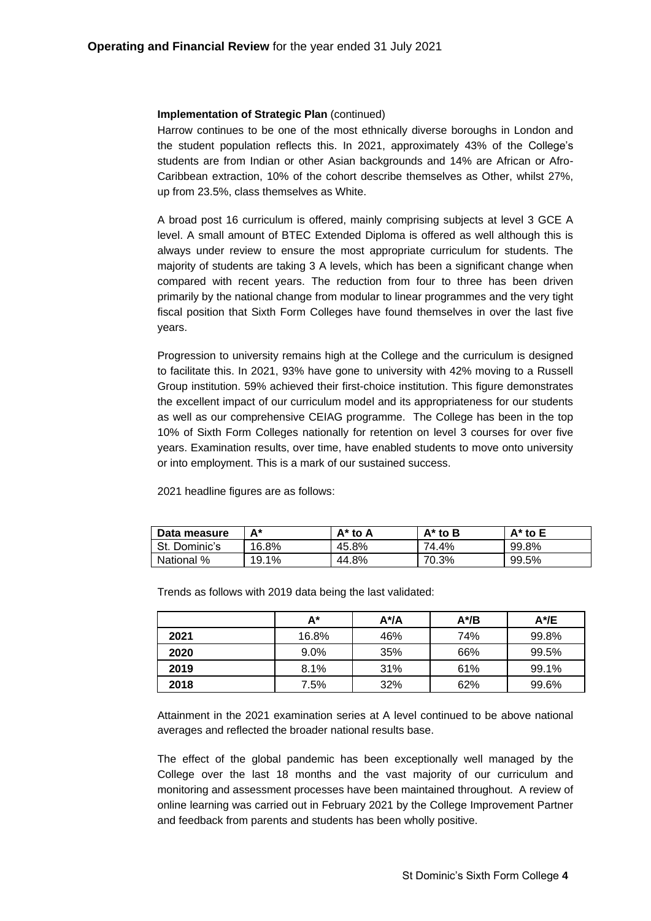**Implementation of Strategic Plan** (continued)

Harrow continues to be one of the most ethnically diverse boroughs in London and the student population reflects this. In 2021, approximately 43% of the College's students are from Indian or other Asian backgrounds and 14% are African or Afro-Caribbean extraction, 10% of the cohort describe themselves as Other, whilst 27%, up from 23.5%, class themselves as White.

A broad post 16 curriculum is offered, mainly comprising subjects at level 3 GCE A level. A small amount of BTEC Extended Diploma is offered as well although this is always under review to ensure the most appropriate curriculum for students. The majority of students are taking 3 A levels, which has been a significant change when compared with recent years. The reduction from four to three has been driven primarily by the national change from modular to linear programmes and the very tight fiscal position that Sixth Form Colleges have found themselves in over the last five years.

Progression to university remains high at the College and the curriculum is designed to facilitate this. In 2021, 93% have gone to university with 42% moving to a Russell Group institution. 59% achieved their first-choice institution. This figure demonstrates the excellent impact of our curriculum model and its appropriateness for our students as well as our comprehensive CEIAG programme. The College has been in the top 10% of Sixth Form Colleges nationally for retention on level 3 courses for over five years. Examination results, over time, have enabled students to move onto university or into employment. This is a mark of our sustained success.

2021 headline figures are as follows:

| Data measure | A* | A* to A | A* to B | A* to E |
|---|---|---|---|---|
| St. Dominic's | 16.8% | 45.8% | 74.4% | 99.8% |
| National % | 19.1% | 44.8% | 70.3% | 99.5% |

Trends as follows with 2019 data being the last validated:

| | A* | A*/A | A*/B | A*/E |
|---|---|---|---|---|
| **2021** | 16.8% | 46% | 74% | 99.8% |
| **2020** | 9.0% | 35% | 66% | 99.5% |
| **2019** | 8.1% | 31% | 61% | 99.1% |
| **2018** | 7.5% | 32% | 62% | 99.6% |

Attainment in the 2021 examination series at A level continued to be above national averages and reflected the broader national results base.

The effect of the global pandemic has been exceptionally well managed by the College over the last 18 months and the vast majority of our curriculum and monitoring and assessment processes have been maintained throughout. A review of online learning was carried out in February 2021 by the College Improvement Partner and feedback from parents and students has been wholly positive.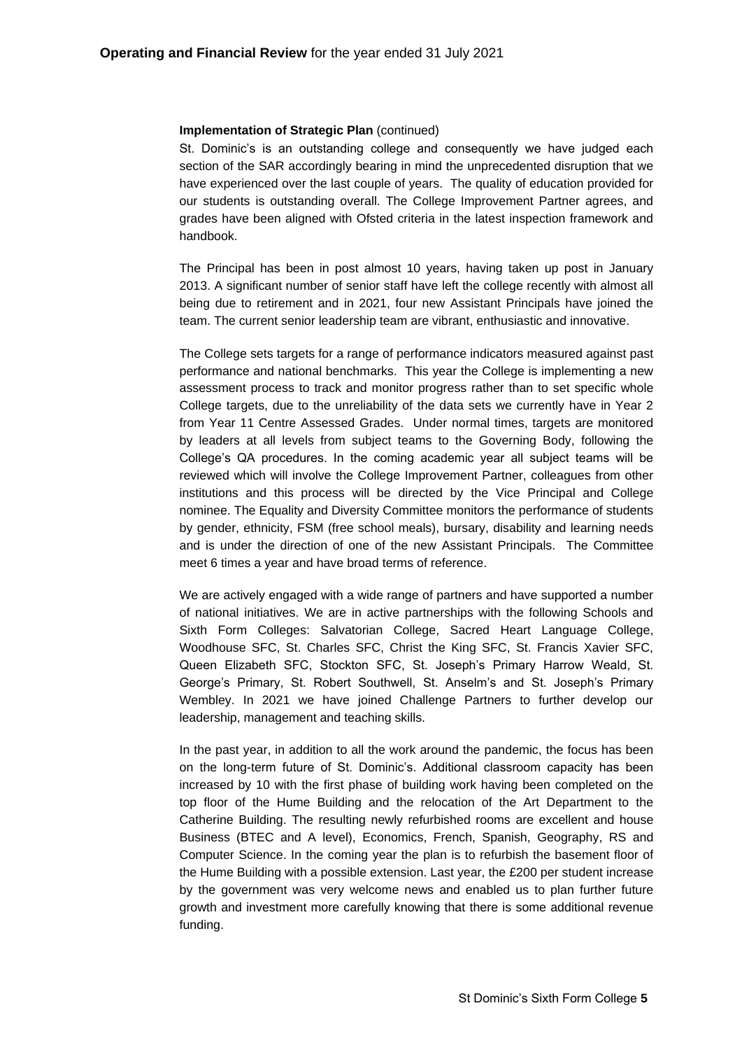**Implementation of Strategic Plan** (continued)

St. Dominic's is an outstanding college and consequently we have judged each section of the SAR accordingly bearing in mind the unprecedented disruption that we have experienced over the last couple of years. The quality of education provided for our students is outstanding overall. The College Improvement Partner agrees, and grades have been aligned with Ofsted criteria in the latest inspection framework and handbook.

The Principal has been in post almost 10 years, having taken up post in January 2013. A significant number of senior staff have left the college recently with almost all being due to retirement and in 2021, four new Assistant Principals have joined the team. The current senior leadership team are vibrant, enthusiastic and innovative.

The College sets targets for a range of performance indicators measured against past performance and national benchmarks. This year the College is implementing a new assessment process to track and monitor progress rather than to set specific whole College targets, due to the unreliability of the data sets we currently have in Year 2 from Year 11 Centre Assessed Grades. Under normal times, targets are monitored by leaders at all levels from subject teams to the Governing Body, following the College's QA procedures. In the coming academic year all subject teams will be reviewed which will involve the College Improvement Partner, colleagues from other institutions and this process will be directed by the Vice Principal and College nominee. The Equality and Diversity Committee monitors the performance of students by gender, ethnicity, FSM (free school meals), bursary, disability and learning needs and is under the direction of one of the new Assistant Principals. The Committee meet 6 times a year and have broad terms of reference.

We are actively engaged with a wide range of partners and have supported a number of national initiatives. We are in active partnerships with the following Schools and Sixth Form Colleges: Salvatorian College, Sacred Heart Language College, Woodhouse SFC, St. Charles SFC, Christ the King SFC, St. Francis Xavier SFC, Queen Elizabeth SFC, Stockton SFC, St. Joseph's Primary Harrow Weald, St. George's Primary, St. Robert Southwell, St. Anselm's and St. Joseph's Primary Wembley. In 2021 we have joined Challenge Partners to further develop our leadership, management and teaching skills.

In the past year, in addition to all the work around the pandemic, the focus has been on the long-term future of St. Dominic's. Additional classroom capacity has been increased by 10 with the first phase of building work having been completed on the top floor of the Hume Building and the relocation of the Art Department to the Catherine Building. The resulting newly refurbished rooms are excellent and house Business (BTEC and A level), Economics, French, Spanish, Geography, RS and Computer Science. In the coming year the plan is to refurbish the basement floor of the Hume Building with a possible extension. Last year, the £200 per student increase by the government was very welcome news and enabled us to plan further future growth and investment more carefully knowing that there is some additional revenue funding.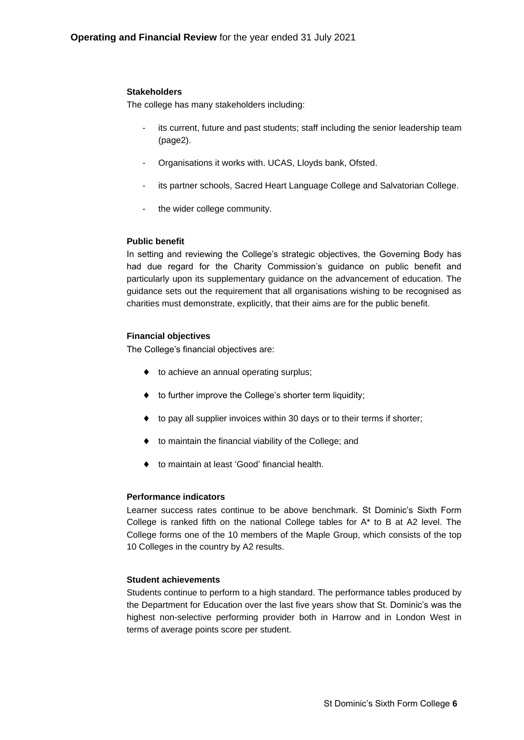**Stakeholders**

The college has many stakeholders including:

- its current, future and past students; staff including the senior leadership team (page2).
- Organisations it works with. UCAS, Lloyds bank, Ofsted.
- its partner schools, Sacred Heart Language College and Salvatorian College.
- the wider college community.

**Public benefit**

In setting and reviewing the College's strategic objectives, the Governing Body has had due regard for the Charity Commission's guidance on public benefit and particularly upon its supplementary guidance on the advancement of education. The guidance sets out the requirement that all organisations wishing to be recognised as charities must demonstrate, explicitly, that their aims are for the public benefit.

**Financial objectives**

The College's financial objectives are:

- to achieve an annual operating surplus;
- to further improve the College's shorter term liquidity;
- to pay all supplier invoices within 30 days or to their terms if shorter;
- to maintain the financial viability of the College; and
- to maintain at least 'Good' financial health.

**Performance indicators**

Learner success rates continue to be above benchmark. St Dominic's Sixth Form College is ranked fifth on the national College tables for A* to B at A2 level. The College forms one of the 10 members of the Maple Group, which consists of the top 10 Colleges in the country by A2 results.

**Student achievements**

Students continue to perform to a high standard. The performance tables produced by the Department for Education over the last five years show that St. Dominic's was the highest non-selective performing provider both in Harrow and in London West in terms of average points score per student.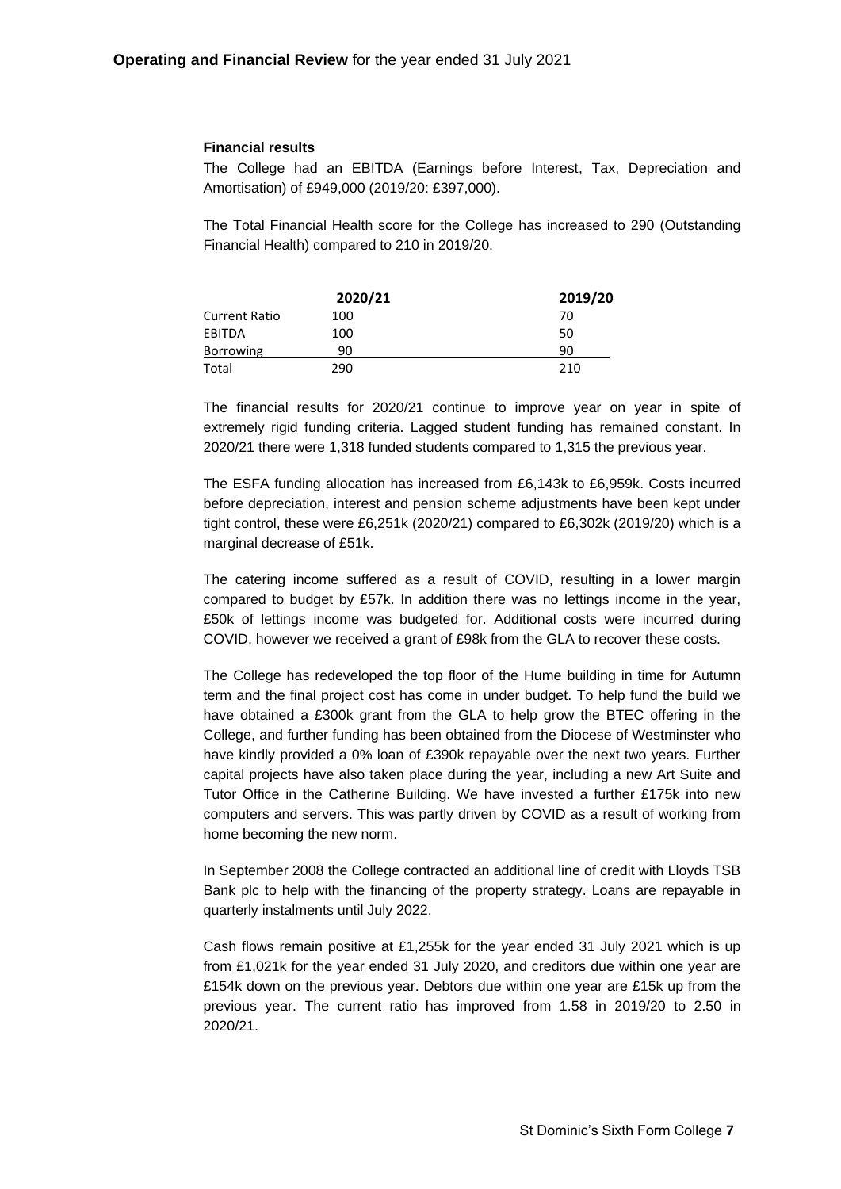### Financial results

The College had an EBITDA (Earnings before Interest, Tax, Depreciation and Amortisation) of £949,000 (2019/20: £397,000).

The Total Financial Health score for the College has increased to 290 (Outstanding Financial Health) compared to 210 in 2019/20.

| | 2020/21 | 2019/20 |
|---|---|---|
| Current Ratio | 100 | 70 |
| EBITDA | 100 | 50 |
| Borrowing | 90 | 90 |
| Total | 290 | 210 |

The financial results for 2020/21 continue to improve year on year in spite of extremely rigid funding criteria. Lagged student funding has remained constant. In 2020/21 there were 1,318 funded students compared to 1,315 the previous year.

The ESFA funding allocation has increased from £6,143k to £6,959k. Costs incurred before depreciation, interest and pension scheme adjustments have been kept under tight control, these were £6,251k (2020/21) compared to £6,302k (2019/20) which is a marginal decrease of £51k.

The catering income suffered as a result of COVID, resulting in a lower margin compared to budget by £57k. In addition there was no lettings income in the year, £50k of lettings income was budgeted for. Additional costs were incurred during COVID, however we received a grant of £98k from the GLA to recover these costs.

The College has redeveloped the top floor of the Hume building in time for Autumn term and the final project cost has come in under budget. To help fund the build we have obtained a £300k grant from the GLA to help grow the BTEC offering in the College, and further funding has been obtained from the Diocese of Westminster who have kindly provided a 0% loan of £390k repayable over the next two years. Further capital projects have also taken place during the year, including a new Art Suite and Tutor Office in the Catherine Building. We have invested a further £175k into new computers and servers. This was partly driven by COVID as a result of working from home becoming the new norm.

In September 2008 the College contracted an additional line of credit with Lloyds TSB Bank plc to help with the financing of the property strategy. Loans are repayable in quarterly instalments until July 2022.

Cash flows remain positive at £1,255k for the year ended 31 July 2021 which is up from £1,021k for the year ended 31 July 2020, and creditors due within one year are £154k down on the previous year. Debtors due within one year are £15k up from the previous year. The current ratio has improved from 1.58 in 2019/20 to 2.50 in 2020/21.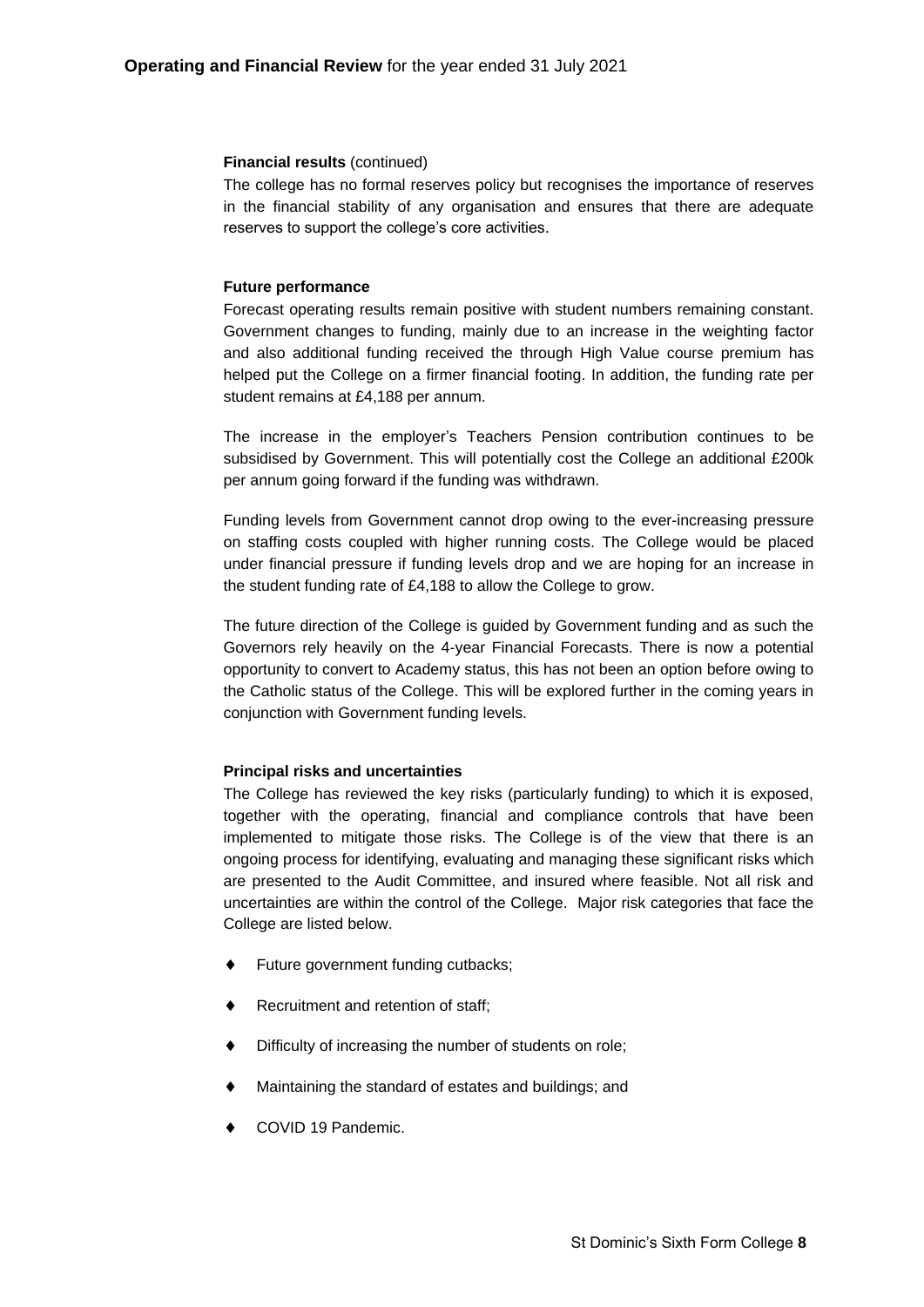**Financial results** (continued)

The college has no formal reserves policy but recognises the importance of reserves in the financial stability of any organisation and ensures that there are adequate reserves to support the college's core activities.

**Future performance**

Forecast operating results remain positive with student numbers remaining constant. Government changes to funding, mainly due to an increase in the weighting factor and also additional funding received the through High Value course premium has helped put the College on a firmer financial footing. In addition, the funding rate per student remains at £4,188 per annum.

The increase in the employer's Teachers Pension contribution continues to be subsidised by Government. This will potentially cost the College an additional £200k per annum going forward if the funding was withdrawn.

Funding levels from Government cannot drop owing to the ever-increasing pressure on staffing costs coupled with higher running costs. The College would be placed under financial pressure if funding levels drop and we are hoping for an increase in the student funding rate of £4,188 to allow the College to grow.

The future direction of the College is guided by Government funding and as such the Governors rely heavily on the 4-year Financial Forecasts. There is now a potential opportunity to convert to Academy status, this has not been an option before owing to the Catholic status of the College. This will be explored further in the coming years in conjunction with Government funding levels.

**Principal risks and uncertainties**

The College has reviewed the key risks (particularly funding) to which it is exposed, together with the operating, financial and compliance controls that have been implemented to mitigate those risks. The College is of the view that there is an ongoing process for identifying, evaluating and managing these significant risks which are presented to the Audit Committee, and insured where feasible. Not all risk and uncertainties are within the control of the College. Major risk categories that face the College are listed below.

- Future government funding cutbacks;
- Recruitment and retention of staff;
- Difficulty of increasing the number of students on role;
- Maintaining the standard of estates and buildings; and
- COVID 19 Pandemic.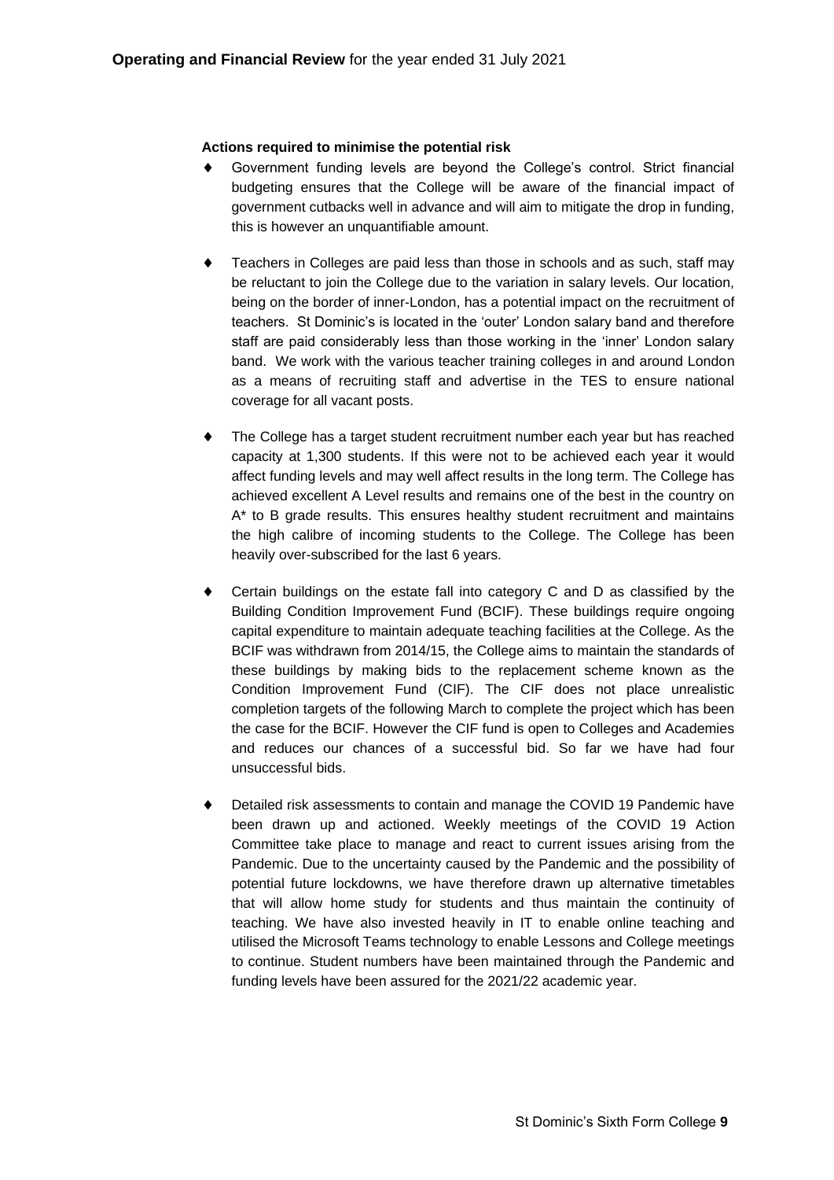**Actions required to minimise the potential risk**

- Government funding levels are beyond the College's control. Strict financial budgeting ensures that the College will be aware of the financial impact of government cutbacks well in advance and will aim to mitigate the drop in funding, this is however an unquantifiable amount.

- Teachers in Colleges are paid less than those in schools and as such, staff may be reluctant to join the College due to the variation in salary levels. Our location, being on the border of inner-London, has a potential impact on the recruitment of teachers. St Dominic's is located in the 'outer' London salary band and therefore staff are paid considerably less than those working in the 'inner' London salary band. We work with the various teacher training colleges in and around London as a means of recruiting staff and advertise in the TES to ensure national coverage for all vacant posts.

- The College has a target student recruitment number each year but has reached capacity at 1,300 students. If this were not to be achieved each year it would affect funding levels and may well affect results in the long term. The College has achieved excellent A Level results and remains one of the best in the country on A* to B grade results. This ensures healthy student recruitment and maintains the high calibre of incoming students to the College. The College has been heavily over-subscribed for the last 6 years.

- Certain buildings on the estate fall into category C and D as classified by the Building Condition Improvement Fund (BCIF). These buildings require ongoing capital expenditure to maintain adequate teaching facilities at the College. As the BCIF was withdrawn from 2014/15, the College aims to maintain the standards of these buildings by making bids to the replacement scheme known as the Condition Improvement Fund (CIF). The CIF does not place unrealistic completion targets of the following March to complete the project which has been the case for the BCIF. However the CIF fund is open to Colleges and Academies and reduces our chances of a successful bid. So far we have had four unsuccessful bids.

- Detailed risk assessments to contain and manage the COVID 19 Pandemic have been drawn up and actioned. Weekly meetings of the COVID 19 Action Committee take place to manage and react to current issues arising from the Pandemic. Due to the uncertainty caused by the Pandemic and the possibility of potential future lockdowns, we have therefore drawn up alternative timetables that will allow home study for students and thus maintain the continuity of teaching. We have also invested heavily in IT to enable online teaching and utilised the Microsoft Teams technology to enable Lessons and College meetings to continue. Student numbers have been maintained through the Pandemic and funding levels have been assured for the 2021/22 academic year.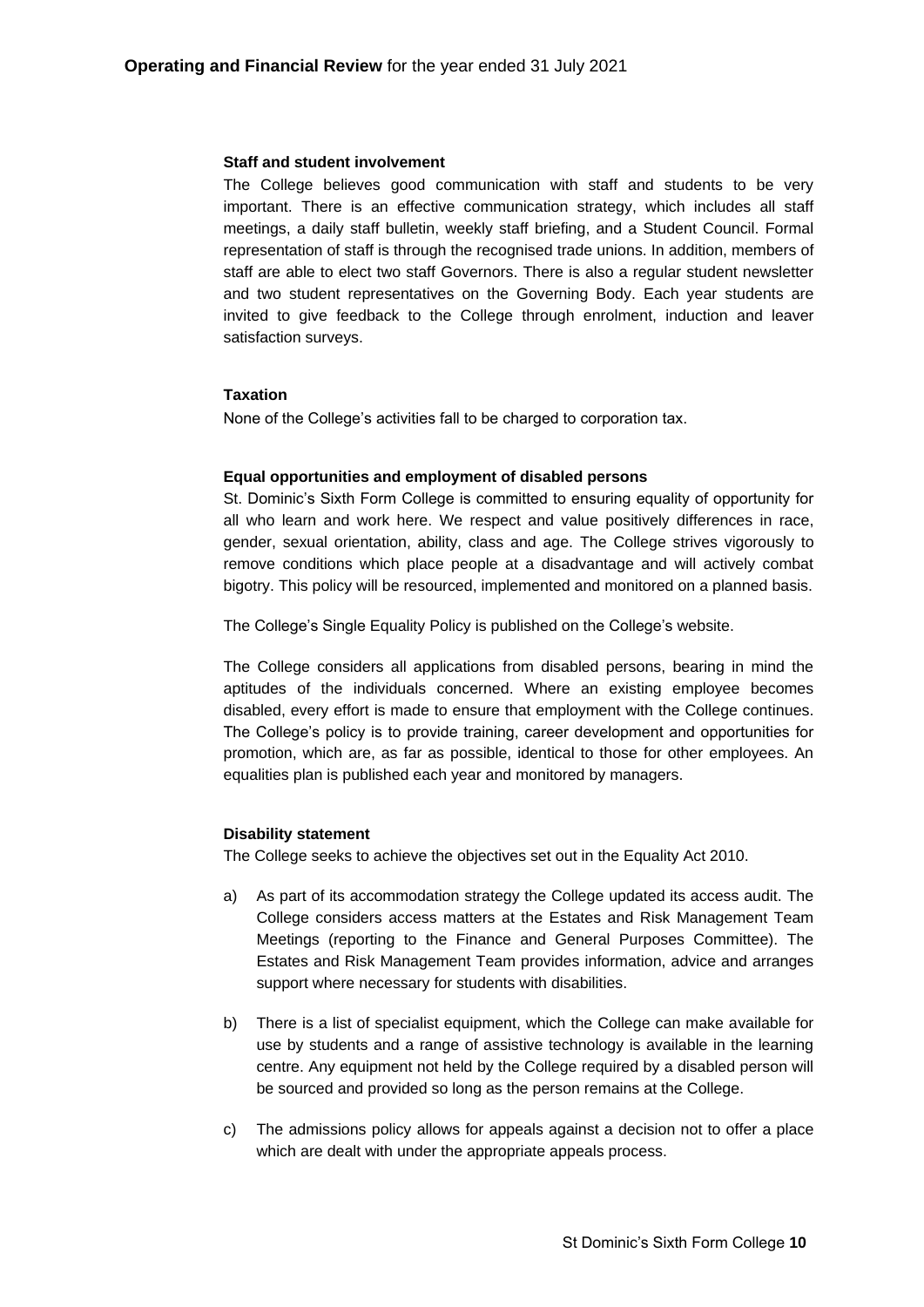#### Staff and student involvement

The College believes good communication with staff and students to be very important. There is an effective communication strategy, which includes all staff meetings, a daily staff bulletin, weekly staff briefing, and a Student Council. Formal representation of staff is through the recognised trade unions. In addition, members of staff are able to elect two staff Governors. There is also a regular student newsletter and two student representatives on the Governing Body. Each year students are invited to give feedback to the College through enrolment, induction and leaver satisfaction surveys.

#### Taxation

None of the College's activities fall to be charged to corporation tax.

#### Equal opportunities and employment of disabled persons

St. Dominic's Sixth Form College is committed to ensuring equality of opportunity for all who learn and work here. We respect and value positively differences in race, gender, sexual orientation, ability, class and age. The College strives vigorously to remove conditions which place people at a disadvantage and will actively combat bigotry. This policy will be resourced, implemented and monitored on a planned basis.

The College's Single Equality Policy is published on the College's website.

The College considers all applications from disabled persons, bearing in mind the aptitudes of the individuals concerned. Where an existing employee becomes disabled, every effort is made to ensure that employment with the College continues. The College's policy is to provide training, career development and opportunities for promotion, which are, as far as possible, identical to those for other employees. An equalities plan is published each year and monitored by managers.

#### Disability statement

The College seeks to achieve the objectives set out in the Equality Act 2010.

a) As part of its accommodation strategy the College updated its access audit. The College considers access matters at the Estates and Risk Management Team Meetings (reporting to the Finance and General Purposes Committee). The Estates and Risk Management Team provides information, advice and arranges support where necessary for students with disabilities.

b) There is a list of specialist equipment, which the College can make available for use by students and a range of assistive technology is available in the learning centre. Any equipment not held by the College required by a disabled person will be sourced and provided so long as the person remains at the College.

c) The admissions policy allows for appeals against a decision not to offer a place which are dealt with under the appropriate appeals process.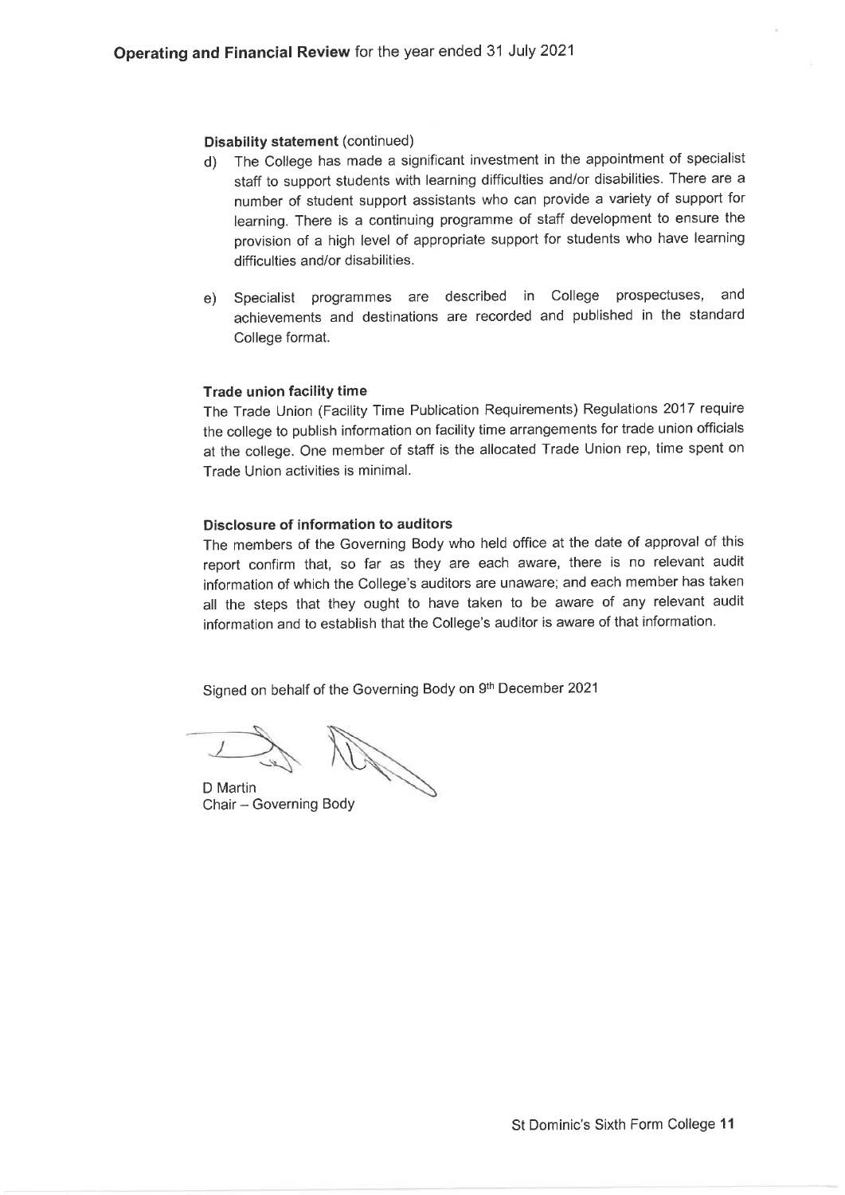**Disability statement** (continued)

d) The College has made a significant investment in the appointment of specialist staff to support students with learning difficulties and/or disabilities. There are a number of student support assistants who can provide a variety of support for learning. There is a continuing programme of staff development to ensure the provision of a high level of appropriate support for students who have learning difficulties and/or disabilities.

e) Specialist programmes are described in College prospectuses, and achievements and destinations are recorded and published in the standard College format.

**Trade union facility time**

The Trade Union (Facility Time Publication Requirements) Regulations 2017 require the college to publish information on facility time arrangements for trade union officials at the college. One member of staff is the allocated Trade Union rep, time spent on Trade Union activities is minimal.

**Disclosure of information to auditors**

The members of the Governing Body who held office at the date of approval of this report confirm that, so far as they are each aware, there is no relevant audit information of which the College's auditors are unaware; and each member has taken all the steps that they ought to have taken to be aware of any relevant audit information and to establish that the College's auditor is aware of that information.

Signed on behalf of the Governing Body on 9th December 2021

D Martin
Chair – Governing Body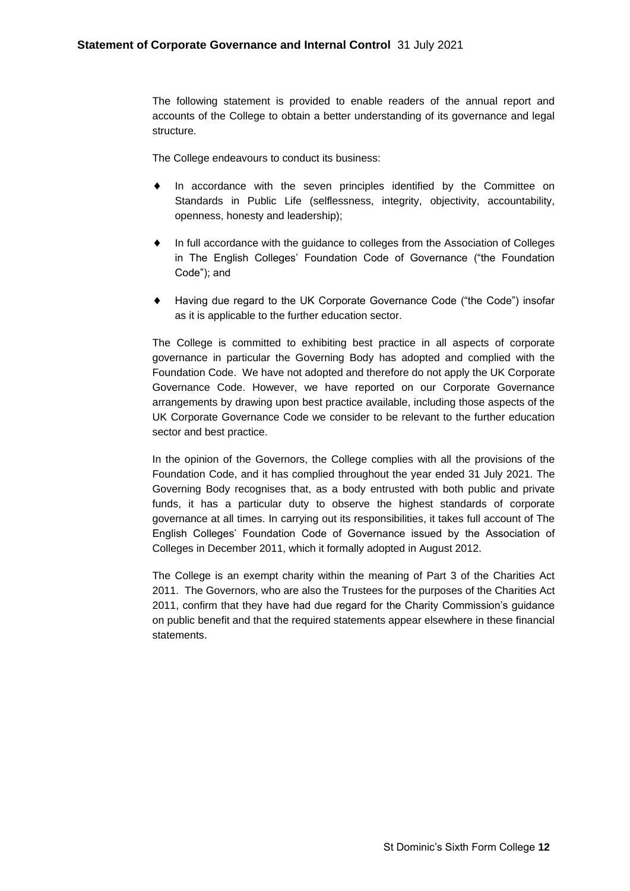## Statement of Corporate Governance and Internal Control 31 July 2021

The following statement is provided to enable readers of the annual report and accounts of the College to obtain a better understanding of its governance and legal structure.

The College endeavours to conduct its business:

- In accordance with the seven principles identified by the Committee on Standards in Public Life (selflessness, integrity, objectivity, accountability, openness, honesty and leadership);
- In full accordance with the guidance to colleges from the Association of Colleges in The English Colleges' Foundation Code of Governance ("the Foundation Code"); and
- Having due regard to the UK Corporate Governance Code ("the Code") insofar as it is applicable to the further education sector.

The College is committed to exhibiting best practice in all aspects of corporate governance in particular the Governing Body has adopted and complied with the Foundation Code. We have not adopted and therefore do not apply the UK Corporate Governance Code. However, we have reported on our Corporate Governance arrangements by drawing upon best practice available, including those aspects of the UK Corporate Governance Code we consider to be relevant to the further education sector and best practice.

In the opinion of the Governors, the College complies with all the provisions of the Foundation Code, and it has complied throughout the year ended 31 July 2021. The Governing Body recognises that, as a body entrusted with both public and private funds, it has a particular duty to observe the highest standards of corporate governance at all times. In carrying out its responsibilities, it takes full account of The English Colleges' Foundation Code of Governance issued by the Association of Colleges in December 2011, which it formally adopted in August 2012.

The College is an exempt charity within the meaning of Part 3 of the Charities Act 2011. The Governors, who are also the Trustees for the purposes of the Charities Act 2011, confirm that they have had due regard for the Charity Commission's guidance on public benefit and that the required statements appear elsewhere in these financial statements.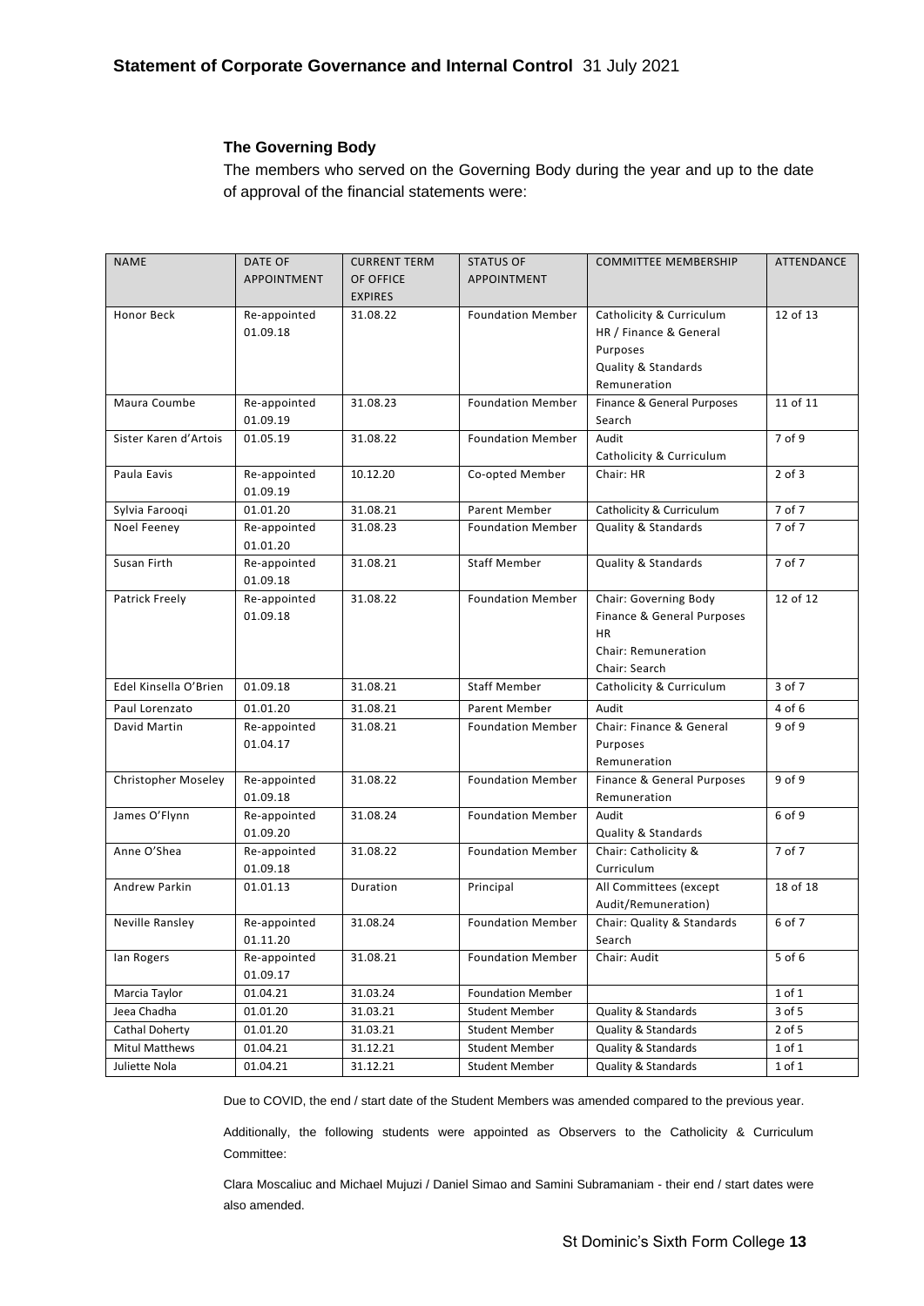**The Governing Body**

The members who served on the Governing Body during the year and up to the date of approval of the financial statements were:

| NAME | DATE OF APPOINTMENT | CURRENT TERM OF OFFICE EXPIRES | STATUS OF APPOINTMENT | COMMITTEE MEMBERSHIP | ATTENDANCE |
|---|---|---|---|---|---|
| Honor Beck | Re-appointed 01.09.18 | 31.08.22 | Foundation Member | Catholicity & Curriculum<br>HR / Finance & General Purposes<br>Quality & Standards<br>Remuneration | 12 of 13 |
| Maura Coumbe | Re-appointed 01.09.19 | 31.08.23 | Foundation Member | Finance & General Purposes<br>Search | 11 of 11 |
| Sister Karen d'Artois | 01.05.19 | 31.08.22 | Foundation Member | Audit<br>Catholicity & Curriculum | 7 of 9 |
| Paula Eavis | Re-appointed 01.09.19 | 10.12.20 | Co-opted Member | Chair: HR | 2 of 3 |
| Sylvia Farooqi | 01.01.20 | 31.08.21 | Parent Member | Catholicity & Curriculum | 7 of 7 |
| Noel Feeney | Re-appointed 01.01.20 | 31.08.23 | Foundation Member | Quality & Standards | 7 of 7 |
| Susan Firth | Re-appointed 01.09.18 | 31.08.21 | Staff Member | Quality & Standards | 7 of 7 |
| Patrick Freely | Re-appointed 01.09.18 | 31.08.22 | Foundation Member | Chair: Governing Body<br>Finance & General Purposes<br>HR<br>Chair: Remuneration<br>Chair: Search | 12 of 12 |
| Edel Kinsella O'Brien | 01.09.18 | 31.08.21 | Staff Member | Catholicity & Curriculum | 3 of 7 |
| Paul Lorenzato | 01.01.20 | 31.08.21 | Parent Member | Audit | 4 of 6 |
| David Martin | Re-appointed 01.04.17 | 31.08.21 | Foundation Member | Chair: Finance & General Purposes<br>Remuneration | 9 of 9 |
| Christopher Moseley | Re-appointed 01.09.18 | 31.08.22 | Foundation Member | Finance & General Purposes<br>Remuneration | 9 of 9 |
| James O'Flynn | Re-appointed 01.09.20 | 31.08.24 | Foundation Member | Audit<br>Quality & Standards | 6 of 9 |
| Anne O'Shea | Re-appointed 01.09.18 | 31.08.22 | Foundation Member | Chair: Catholicity & Curriculum | 7 of 7 |
| Andrew Parkin | 01.01.13 | Duration | Principal | All Committees (except Audit/Remuneration) | 18 of 18 |
| Neville Ransley | Re-appointed 01.11.20 | 31.08.24 | Foundation Member | Chair: Quality & Standards<br>Search | 6 of 7 |
| Ian Rogers | Re-appointed 01.09.17 | 31.08.21 | Foundation Member | Chair: Audit | 5 of 6 |
| Marcia Taylor | 01.04.21 | 31.03.24 | Foundation Member | | 1 of 1 |
| Jeea Chadha | 01.01.20 | 31.03.21 | Student Member | Quality & Standards | 3 of 5 |
| Cathal Doherty | 01.01.20 | 31.03.21 | Student Member | Quality & Standards | 2 of 5 |
| Mitul Matthews | 01.04.21 | 31.12.21 | Student Member | Quality & Standards | 1 of 1 |
| Juliette Nola | 01.04.21 | 31.12.21 | Student Member | Quality & Standards | 1 of 1 |

Due to COVID, the end / start date of the Student Members was amended compared to the previous year.

Additionally, the following students were appointed as Observers to the Catholicity & Curriculum Committee:

Clara Moscaliuc and Michael Mujuzi / Daniel Simao and Samini Subramaniam - their end / start dates were also amended.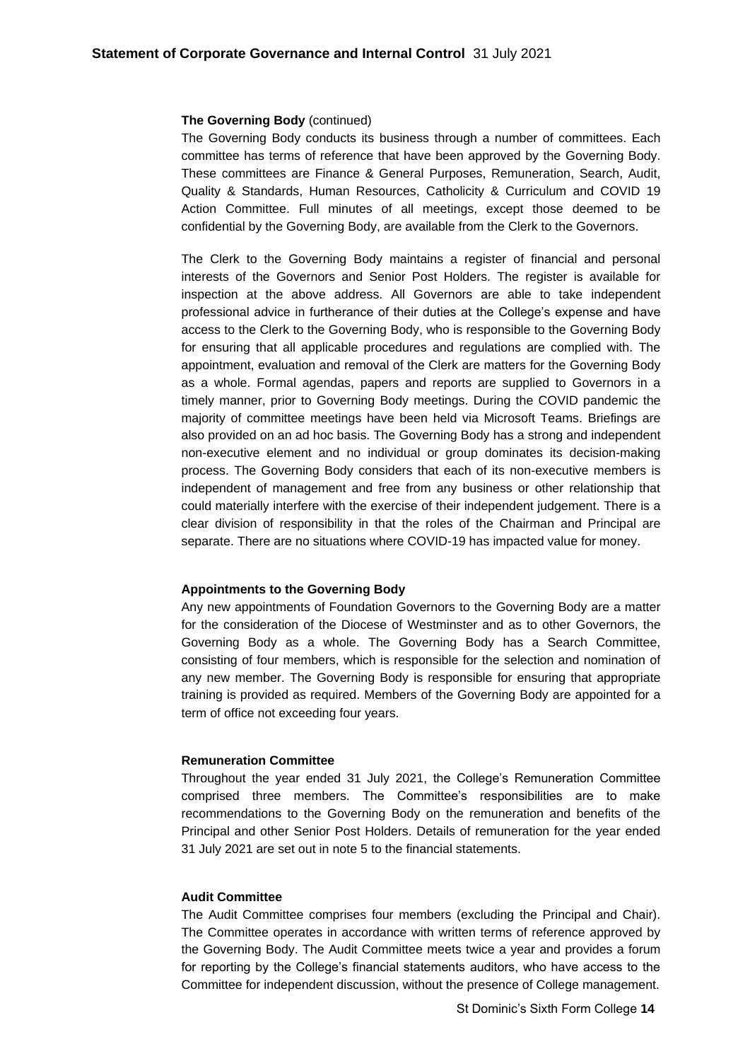**The Governing Body** (continued)

The Governing Body conducts its business through a number of committees. Each committee has terms of reference that have been approved by the Governing Body. These committees are Finance & General Purposes, Remuneration, Search, Audit, Quality & Standards, Human Resources, Catholicity & Curriculum and COVID 19 Action Committee. Full minutes of all meetings, except those deemed to be confidential by the Governing Body, are available from the Clerk to the Governors.

The Clerk to the Governing Body maintains a register of financial and personal interests of the Governors and Senior Post Holders. The register is available for inspection at the above address. All Governors are able to take independent professional advice in furtherance of their duties at the College's expense and have access to the Clerk to the Governing Body, who is responsible to the Governing Body for ensuring that all applicable procedures and regulations are complied with. The appointment, evaluation and removal of the Clerk are matters for the Governing Body as a whole. Formal agendas, papers and reports are supplied to Governors in a timely manner, prior to Governing Body meetings. During the COVID pandemic the majority of committee meetings have been held via Microsoft Teams. Briefings are also provided on an ad hoc basis. The Governing Body has a strong and independent non-executive element and no individual or group dominates its decision-making process. The Governing Body considers that each of its non-executive members is independent of management and free from any business or other relationship that could materially interfere with the exercise of their independent judgement. There is a clear division of responsibility in that the roles of the Chairman and Principal are separate. There are no situations where COVID-19 has impacted value for money.

**Appointments to the Governing Body**

Any new appointments of Foundation Governors to the Governing Body are a matter for the consideration of the Diocese of Westminster and as to other Governors, the Governing Body as a whole. The Governing Body has a Search Committee, consisting of four members, which is responsible for the selection and nomination of any new member. The Governing Body is responsible for ensuring that appropriate training is provided as required. Members of the Governing Body are appointed for a term of office not exceeding four years.

**Remuneration Committee**

Throughout the year ended 31 July 2021, the College's Remuneration Committee comprised three members. The Committee's responsibilities are to make recommendations to the Governing Body on the remuneration and benefits of the Principal and other Senior Post Holders. Details of remuneration for the year ended 31 July 2021 are set out in note 5 to the financial statements.

**Audit Committee**

The Audit Committee comprises four members (excluding the Principal and Chair). The Committee operates in accordance with written terms of reference approved by the Governing Body. The Audit Committee meets twice a year and provides a forum for reporting by the College's financial statements auditors, who have access to the Committee for independent discussion, without the presence of College management.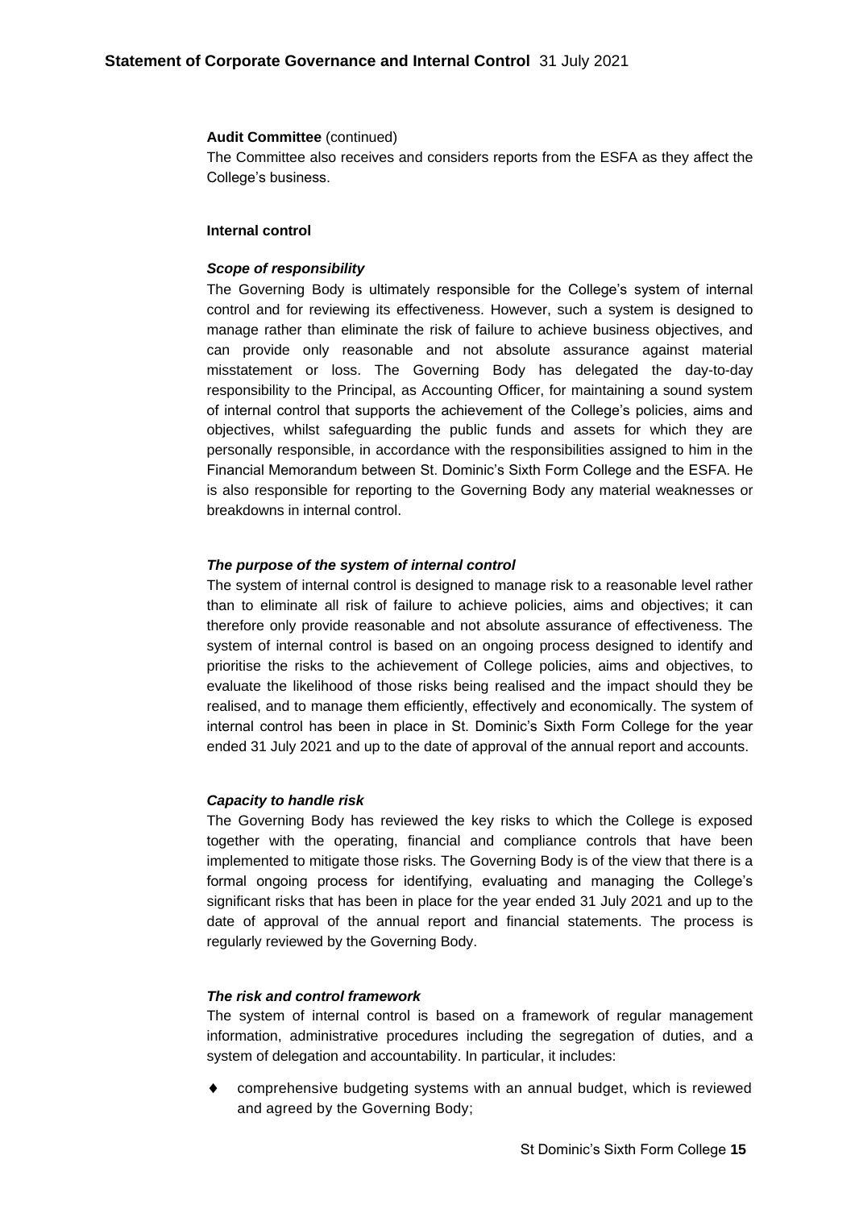**Audit Committee** (continued)

The Committee also receives and considers reports from the ESFA as they affect the College's business.

**Internal control**

***Scope of responsibility***

The Governing Body is ultimately responsible for the College's system of internal control and for reviewing its effectiveness. However, such a system is designed to manage rather than eliminate the risk of failure to achieve business objectives, and can provide only reasonable and not absolute assurance against material misstatement or loss. The Governing Body has delegated the day-to-day responsibility to the Principal, as Accounting Officer, for maintaining a sound system of internal control that supports the achievement of the College's policies, aims and objectives, whilst safeguarding the public funds and assets for which they are personally responsible, in accordance with the responsibilities assigned to him in the Financial Memorandum between St. Dominic's Sixth Form College and the ESFA. He is also responsible for reporting to the Governing Body any material weaknesses or breakdowns in internal control.

***The purpose of the system of internal control***

The system of internal control is designed to manage risk to a reasonable level rather than to eliminate all risk of failure to achieve policies, aims and objectives; it can therefore only provide reasonable and not absolute assurance of effectiveness. The system of internal control is based on an ongoing process designed to identify and prioritise the risks to the achievement of College policies, aims and objectives, to evaluate the likelihood of those risks being realised and the impact should they be realised, and to manage them efficiently, effectively and economically. The system of internal control has been in place in St. Dominic's Sixth Form College for the year ended 31 July 2021 and up to the date of approval of the annual report and accounts.

***Capacity to handle risk***

The Governing Body has reviewed the key risks to which the College is exposed together with the operating, financial and compliance controls that have been implemented to mitigate those risks. The Governing Body is of the view that there is a formal ongoing process for identifying, evaluating and managing the College's significant risks that has been in place for the year ended 31 July 2021 and up to the date of approval of the annual report and financial statements. The process is regularly reviewed by the Governing Body.

***The risk and control framework***

The system of internal control is based on a framework of regular management information, administrative procedures including the segregation of duties, and a system of delegation and accountability. In particular, it includes:

- comprehensive budgeting systems with an annual budget, which is reviewed and agreed by the Governing Body;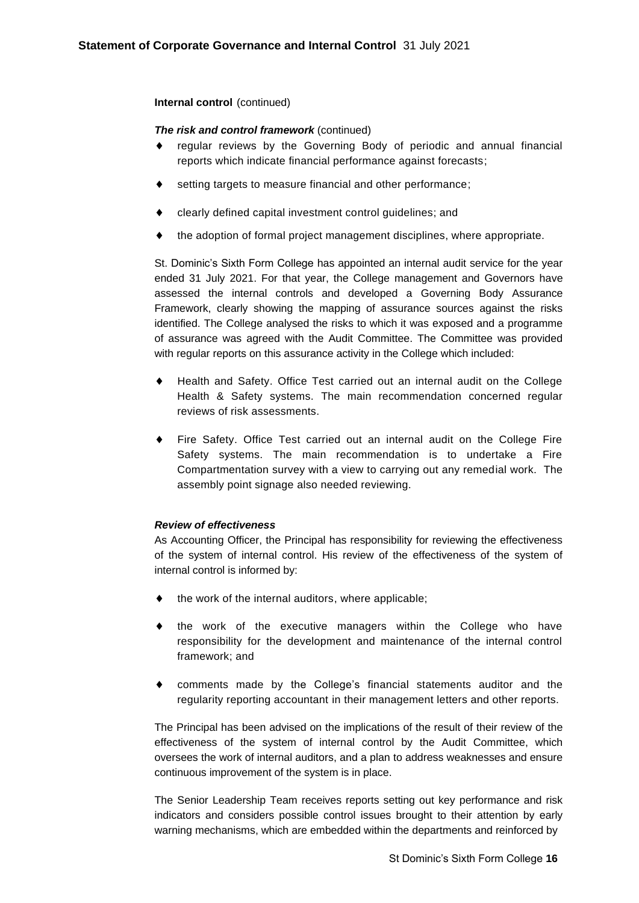**Internal control** (continued)

***The risk and control framework*** (continued)

- regular reviews by the Governing Body of periodic and annual financial reports which indicate financial performance against forecasts;
- setting targets to measure financial and other performance;
- clearly defined capital investment control guidelines; and
- the adoption of formal project management disciplines, where appropriate.

St. Dominic's Sixth Form College has appointed an internal audit service for the year ended 31 July 2021. For that year, the College management and Governors have assessed the internal controls and developed a Governing Body Assurance Framework, clearly showing the mapping of assurance sources against the risks identified. The College analysed the risks to which it was exposed and a programme of assurance was agreed with the Audit Committee. The Committee was provided with regular reports on this assurance activity in the College which included:

- Health and Safety. Office Test carried out an internal audit on the College Health & Safety systems. The main recommendation concerned regular reviews of risk assessments.
- Fire Safety. Office Test carried out an internal audit on the College Fire Safety systems. The main recommendation is to undertake a Fire Compartmentation survey with a view to carrying out any remedial work. The assembly point signage also needed reviewing.

***Review of effectiveness***

As Accounting Officer, the Principal has responsibility for reviewing the effectiveness of the system of internal control. His review of the effectiveness of the system of internal control is informed by:

- the work of the internal auditors, where applicable;
- the work of the executive managers within the College who have responsibility for the development and maintenance of the internal control framework; and
- comments made by the College's financial statements auditor and the regularity reporting accountant in their management letters and other reports.

The Principal has been advised on the implications of the result of their review of the effectiveness of the system of internal control by the Audit Committee, which oversees the work of internal auditors, and a plan to address weaknesses and ensure continuous improvement of the system is in place.

The Senior Leadership Team receives reports setting out key performance and risk indicators and considers possible control issues brought to their attention by early warning mechanisms, which are embedded within the departments and reinforced by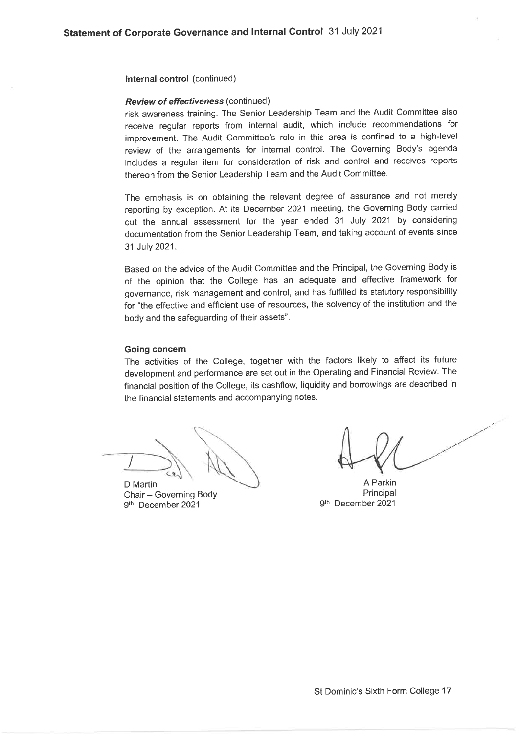## Statement of Corporate Governance and Internal Control 31 July 2021

**Internal control** (continued)

***Review of effectiveness*** (continued)

risk awareness training. The Senior Leadership Team and the Audit Committee also receive regular reports from internal audit, which include recommendations for improvement. The Audit Committee's role in this area is confined to a high-level review of the arrangements for internal control. The Governing Body's agenda includes a regular item for consideration of risk and control and receives reports thereon from the Senior Leadership Team and the Audit Committee.

The emphasis is on obtaining the relevant degree of assurance and not merely reporting by exception. At its December 2021 meeting, the Governing Body carried out the annual assessment for the year ended 31 July 2021 by considering documentation from the Senior Leadership Team, and taking account of events since 31 July 2021.

Based on the advice of the Audit Committee and the Principal, the Governing Body is of the opinion that the College has an adequate and effective framework for governance, risk management and control, and has fulfilled its statutory responsibility for "the effective and efficient use of resources, the solvency of the institution and the body and the safeguarding of their assets".

**Going concern**

The activities of the College, together with the factors likely to affect its future development and performance are set out in the Operating and Financial Review. The financial position of the College, its cashflow, liquidity and borrowings are described in the financial statements and accompanying notes.

D Martin
Chair – Governing Body
9th December 2021

A Parkin
Principal
9th December 2021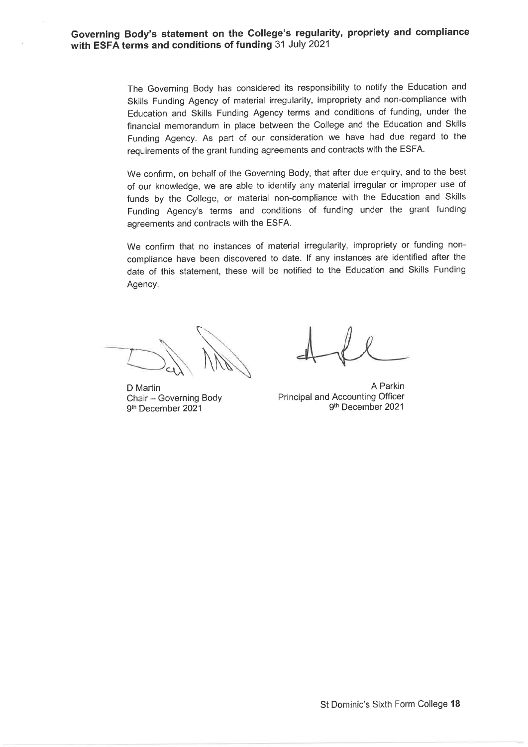**Governing Body's statement on the College's regularity, propriety and compliance with ESFA terms and conditions of funding** 31 July 2021

The Governing Body has considered its responsibility to notify the Education and Skills Funding Agency of material irregularity, impropriety and non-compliance with Education and Skills Funding Agency terms and conditions of funding, under the financial memorandum in place between the College and the Education and Skills Funding Agency. As part of our consideration we have had due regard to the requirements of the grant funding agreements and contracts with the ESFA.

We confirm, on behalf of the Governing Body, that after due enquiry, and to the best of our knowledge, we are able to identify any material irregular or improper use of funds by the College, or material non-compliance with the Education and Skills Funding Agency's terms and conditions of funding under the grant funding agreements and contracts with the ESFA.

We confirm that no instances of material irregularity, impropriety or funding non-compliance have been discovered to date. If any instances are identified after the date of this statement, these will be notified to the Education and Skills Funding Agency.

D Martin
Chair – Governing Body
9th December 2021

A Parkin
Principal and Accounting Officer
9th December 2021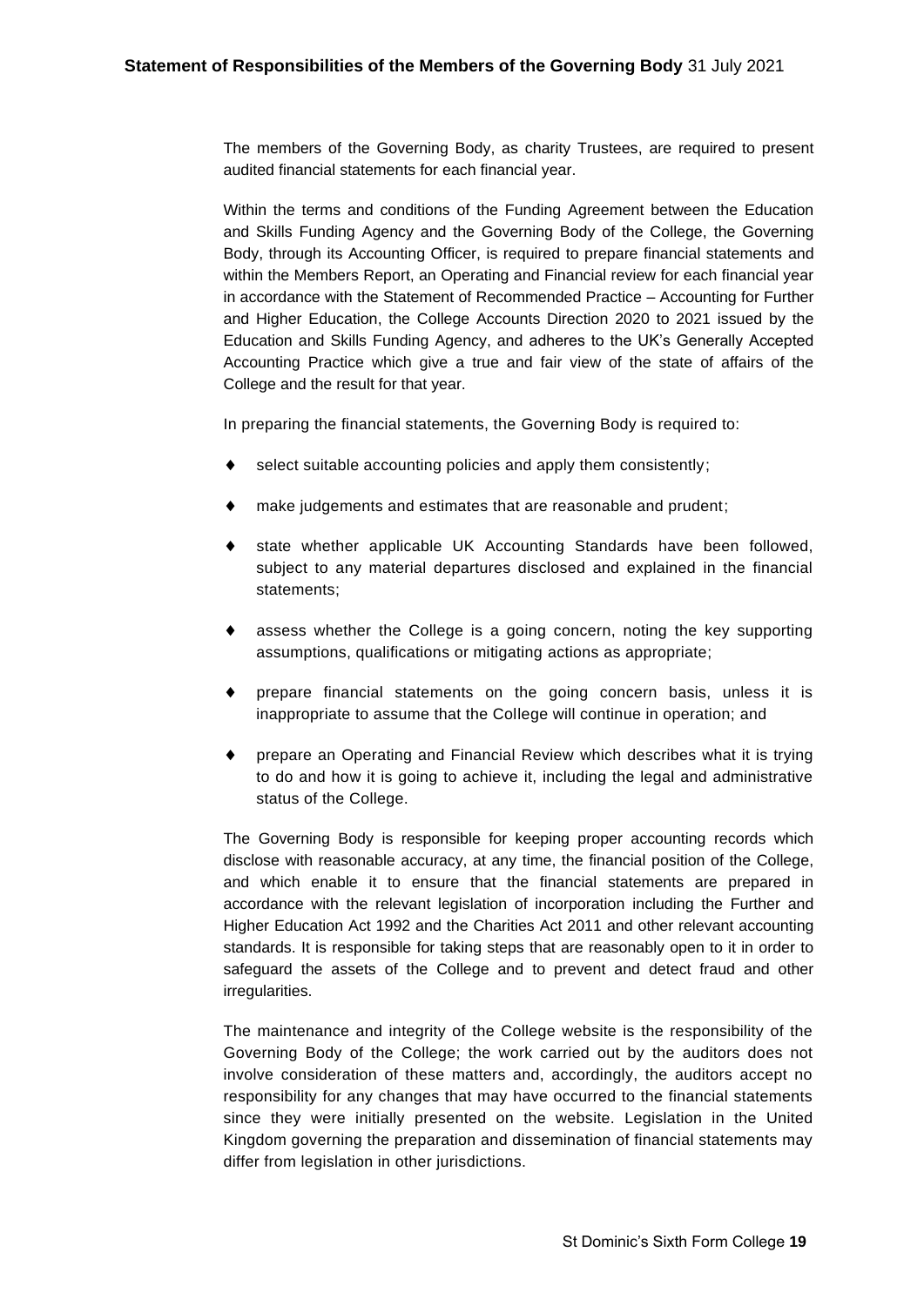## **Statement of Responsibilities of the Members of the Governing Body** 31 July 2021

The members of the Governing Body, as charity Trustees, are required to present audited financial statements for each financial year.

Within the terms and conditions of the Funding Agreement between the Education and Skills Funding Agency and the Governing Body of the College, the Governing Body, through its Accounting Officer, is required to prepare financial statements and within the Members Report, an Operating and Financial review for each financial year in accordance with the Statement of Recommended Practice – Accounting for Further and Higher Education, the College Accounts Direction 2020 to 2021 issued by the Education and Skills Funding Agency, and adheres to the UK's Generally Accepted Accounting Practice which give a true and fair view of the state of affairs of the College and the result for that year.

In preparing the financial statements, the Governing Body is required to:

- select suitable accounting policies and apply them consistently;
- make judgements and estimates that are reasonable and prudent;
- state whether applicable UK Accounting Standards have been followed, subject to any material departures disclosed and explained in the financial statements;
- assess whether the College is a going concern, noting the key supporting assumptions, qualifications or mitigating actions as appropriate;
- prepare financial statements on the going concern basis, unless it is inappropriate to assume that the College will continue in operation; and
- prepare an Operating and Financial Review which describes what it is trying to do and how it is going to achieve it, including the legal and administrative status of the College.

The Governing Body is responsible for keeping proper accounting records which disclose with reasonable accuracy, at any time, the financial position of the College, and which enable it to ensure that the financial statements are prepared in accordance with the relevant legislation of incorporation including the Further and Higher Education Act 1992 and the Charities Act 2011 and other relevant accounting standards. It is responsible for taking steps that are reasonably open to it in order to safeguard the assets of the College and to prevent and detect fraud and other irregularities.

The maintenance and integrity of the College website is the responsibility of the Governing Body of the College; the work carried out by the auditors does not involve consideration of these matters and, accordingly, the auditors accept no responsibility for any changes that may have occurred to the financial statements since they were initially presented on the website. Legislation in the United Kingdom governing the preparation and dissemination of financial statements may differ from legislation in other jurisdictions.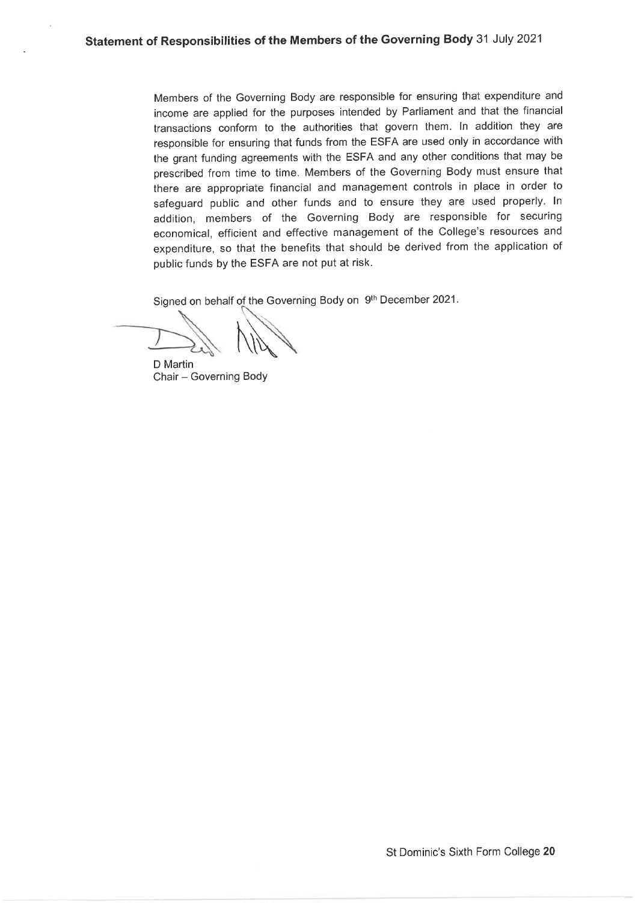## Statement of Responsibilities of the Members of the Governing Body 31 July 2021

Members of the Governing Body are responsible for ensuring that expenditure and income are applied for the purposes intended by Parliament and that the financial transactions conform to the authorities that govern them. In addition they are responsible for ensuring that funds from the ESFA are used only in accordance with the grant funding agreements with the ESFA and any other conditions that may be prescribed from time to time. Members of the Governing Body must ensure that there are appropriate financial and management controls in place in order to safeguard public and other funds and to ensure they are used properly. In addition, members of the Governing Body are responsible for securing economical, efficient and effective management of the College's resources and expenditure, so that the benefits that should be derived from the application of public funds by the ESFA are not put at risk.

Signed on behalf of the Governing Body on 9th December 2021.

D Martin
Chair – Governing Body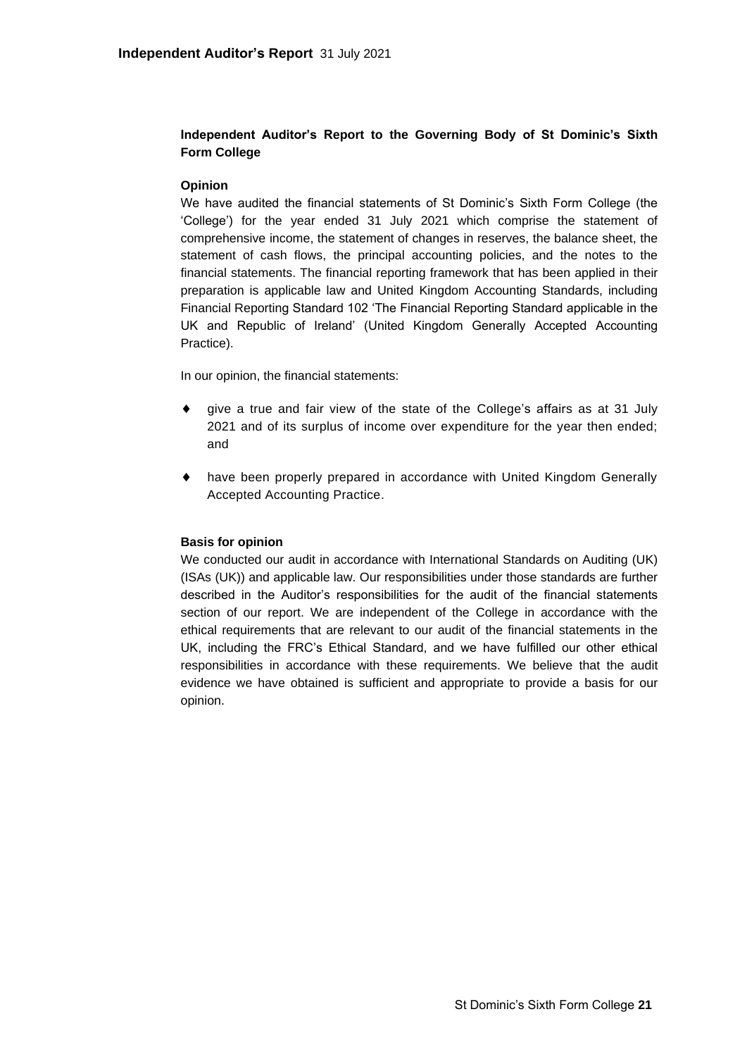## Independent Auditor's Report to the Governing Body of St Dominic's Sixth Form College

### Opinion

We have audited the financial statements of St Dominic's Sixth Form College (the 'College') for the year ended 31 July 2021 which comprise the statement of comprehensive income, the statement of changes in reserves, the balance sheet, the statement of cash flows, the principal accounting policies, and the notes to the financial statements. The financial reporting framework that has been applied in their preparation is applicable law and United Kingdom Accounting Standards, including Financial Reporting Standard 102 'The Financial Reporting Standard applicable in the UK and Republic of Ireland' (United Kingdom Generally Accepted Accounting Practice).

In our opinion, the financial statements:

- give a true and fair view of the state of the College's affairs as at 31 July 2021 and of its surplus of income over expenditure for the year then ended; and
- have been properly prepared in accordance with United Kingdom Generally Accepted Accounting Practice.

### Basis for opinion

We conducted our audit in accordance with International Standards on Auditing (UK) (ISAs (UK)) and applicable law. Our responsibilities under those standards are further described in the Auditor's responsibilities for the audit of the financial statements section of our report. We are independent of the College in accordance with the ethical requirements that are relevant to our audit of the financial statements in the UK, including the FRC's Ethical Standard, and we have fulfilled our other ethical responsibilities in accordance with these requirements. We believe that the audit evidence we have obtained is sufficient and appropriate to provide a basis for our opinion.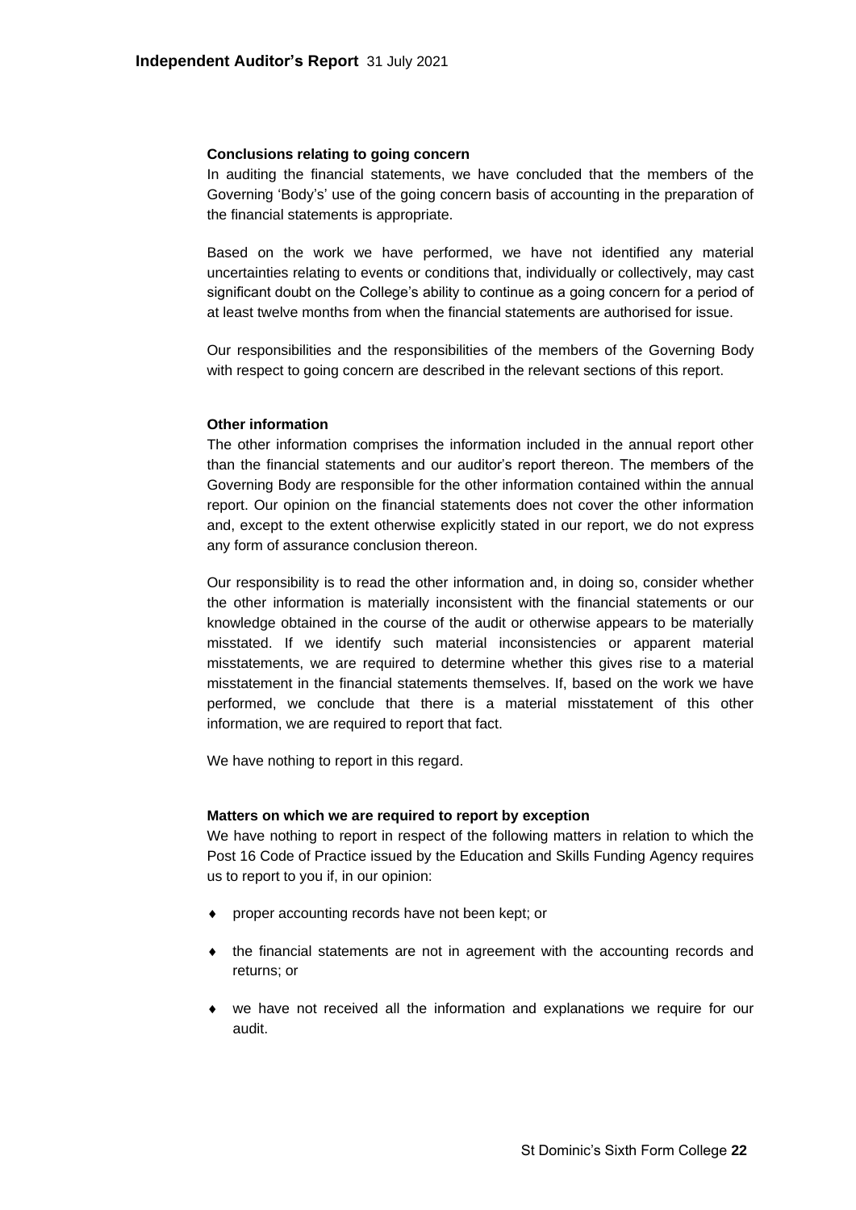### Conclusions relating to going concern

In auditing the financial statements, we have concluded that the members of the Governing 'Body's' use of the going concern basis of accounting in the preparation of the financial statements is appropriate.

Based on the work we have performed, we have not identified any material uncertainties relating to events or conditions that, individually or collectively, may cast significant doubt on the College's ability to continue as a going concern for a period of at least twelve months from when the financial statements are authorised for issue.

Our responsibilities and the responsibilities of the members of the Governing Body with respect to going concern are described in the relevant sections of this report.

### Other information

The other information comprises the information included in the annual report other than the financial statements and our auditor's report thereon. The members of the Governing Body are responsible for the other information contained within the annual report. Our opinion on the financial statements does not cover the other information and, except to the extent otherwise explicitly stated in our report, we do not express any form of assurance conclusion thereon.

Our responsibility is to read the other information and, in doing so, consider whether the other information is materially inconsistent with the financial statements or our knowledge obtained in the course of the audit or otherwise appears to be materially misstated. If we identify such material inconsistencies or apparent material misstatements, we are required to determine whether this gives rise to a material misstatement in the financial statements themselves. If, based on the work we have performed, we conclude that there is a material misstatement of this other information, we are required to report that fact.

We have nothing to report in this regard.

### Matters on which we are required to report by exception

We have nothing to report in respect of the following matters in relation to which the Post 16 Code of Practice issued by the Education and Skills Funding Agency requires us to report to you if, in our opinion:

- proper accounting records have not been kept; or
- the financial statements are not in agreement with the accounting records and returns; or
- we have not received all the information and explanations we require for our audit.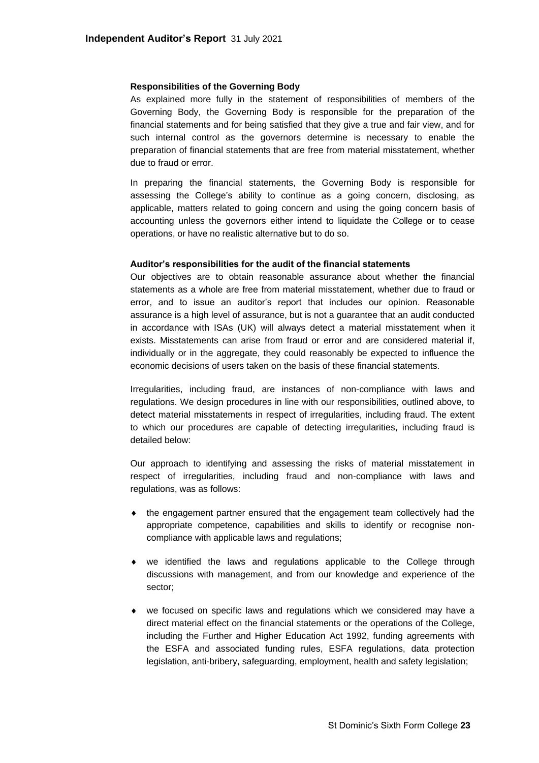### Responsibilities of the Governing Body

As explained more fully in the statement of responsibilities of members of the Governing Body, the Governing Body is responsible for the preparation of the financial statements and for being satisfied that they give a true and fair view, and for such internal control as the governors determine is necessary to enable the preparation of financial statements that are free from material misstatement, whether due to fraud or error.

In preparing the financial statements, the Governing Body is responsible for assessing the College's ability to continue as a going concern, disclosing, as applicable, matters related to going concern and using the going concern basis of accounting unless the governors either intend to liquidate the College or to cease operations, or have no realistic alternative but to do so.

### Auditor's responsibilities for the audit of the financial statements

Our objectives are to obtain reasonable assurance about whether the financial statements as a whole are free from material misstatement, whether due to fraud or error, and to issue an auditor's report that includes our opinion. Reasonable assurance is a high level of assurance, but is not a guarantee that an audit conducted in accordance with ISAs (UK) will always detect a material misstatement when it exists. Misstatements can arise from fraud or error and are considered material if, individually or in the aggregate, they could reasonably be expected to influence the economic decisions of users taken on the basis of these financial statements.

Irregularities, including fraud, are instances of non-compliance with laws and regulations. We design procedures in line with our responsibilities, outlined above, to detect material misstatements in respect of irregularities, including fraud. The extent to which our procedures are capable of detecting irregularities, including fraud is detailed below:

Our approach to identifying and assessing the risks of material misstatement in respect of irregularities, including fraud and non-compliance with laws and regulations, was as follows:

- the engagement partner ensured that the engagement team collectively had the appropriate competence, capabilities and skills to identify or recognise non-compliance with applicable laws and regulations;
- we identified the laws and regulations applicable to the College through discussions with management, and from our knowledge and experience of the sector;
- we focused on specific laws and regulations which we considered may have a direct material effect on the financial statements or the operations of the College, including the Further and Higher Education Act 1992, funding agreements with the ESFA and associated funding rules, ESFA regulations, data protection legislation, anti-bribery, safeguarding, employment, health and safety legislation;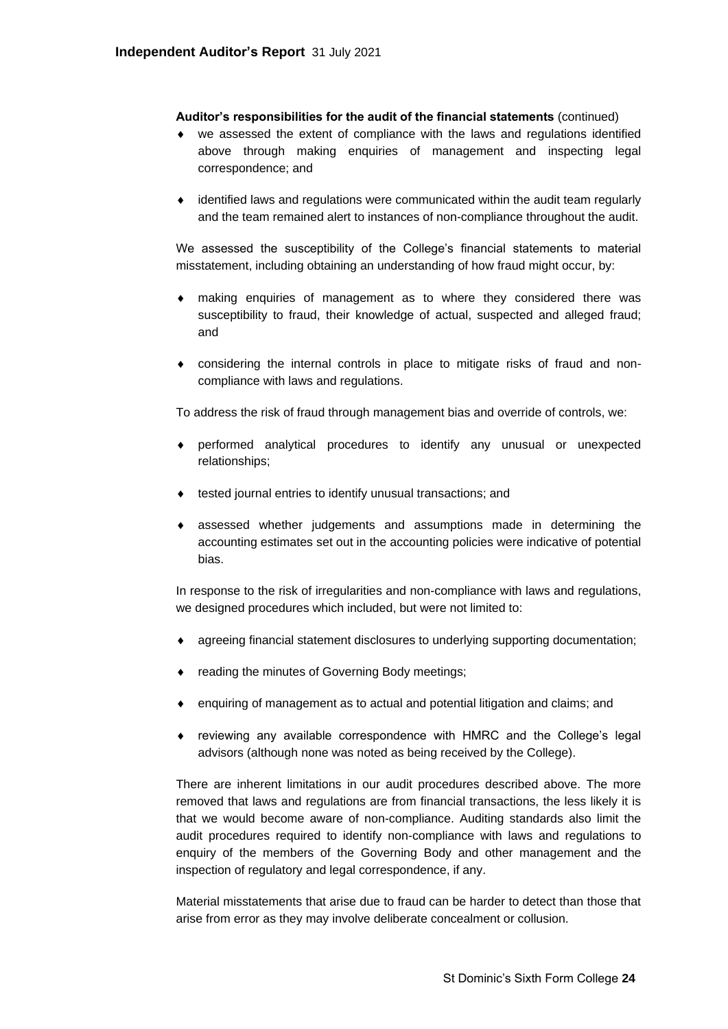**Auditor's responsibilities for the audit of the financial statements** (continued)

- we assessed the extent of compliance with the laws and regulations identified above through making enquiries of management and inspecting legal correspondence; and
- identified laws and regulations were communicated within the audit team regularly and the team remained alert to instances of non-compliance throughout the audit.

We assessed the susceptibility of the College's financial statements to material misstatement, including obtaining an understanding of how fraud might occur, by:

- making enquiries of management as to where they considered there was susceptibility to fraud, their knowledge of actual, suspected and alleged fraud; and
- considering the internal controls in place to mitigate risks of fraud and non-compliance with laws and regulations.

To address the risk of fraud through management bias and override of controls, we:

- performed analytical procedures to identify any unusual or unexpected relationships;
- tested journal entries to identify unusual transactions; and
- assessed whether judgements and assumptions made in determining the accounting estimates set out in the accounting policies were indicative of potential bias.

In response to the risk of irregularities and non-compliance with laws and regulations, we designed procedures which included, but were not limited to:

- agreeing financial statement disclosures to underlying supporting documentation;
- reading the minutes of Governing Body meetings;
- enquiring of management as to actual and potential litigation and claims; and
- reviewing any available correspondence with HMRC and the College's legal advisors (although none was noted as being received by the College).

There are inherent limitations in our audit procedures described above. The more removed that laws and regulations are from financial transactions, the less likely it is that we would become aware of non-compliance. Auditing standards also limit the audit procedures required to identify non-compliance with laws and regulations to enquiry of the members of the Governing Body and other management and the inspection of regulatory and legal correspondence, if any.

Material misstatements that arise due to fraud can be harder to detect than those that arise from error as they may involve deliberate concealment or collusion.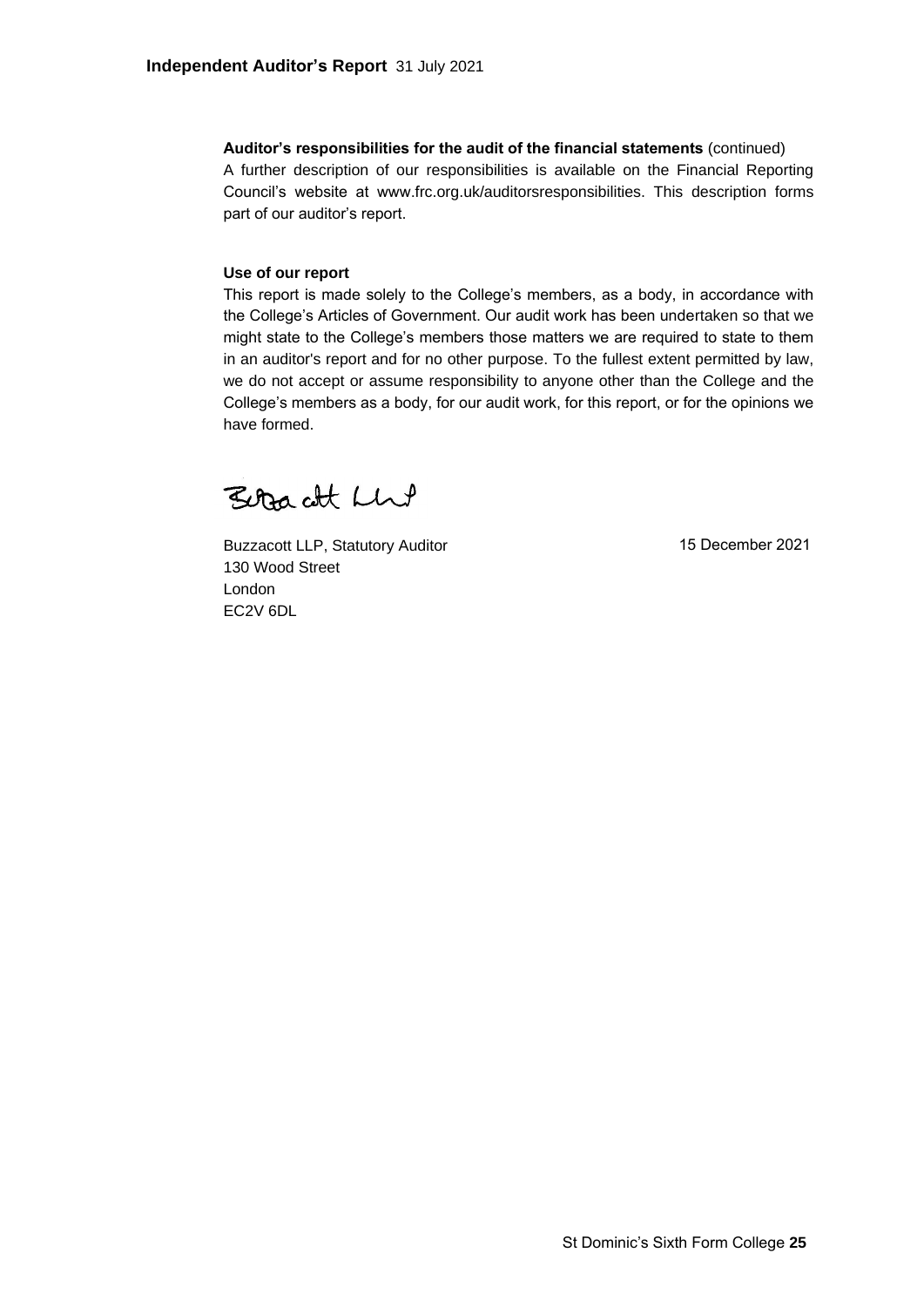**Auditor's responsibilities for the audit of the financial statements** (continued)

A further description of our responsibilities is available on the Financial Reporting Council's website at www.frc.org.uk/auditorsresponsibilities. This description forms part of our auditor's report.

**Use of our report**

This report is made solely to the College's members, as a body, in accordance with the College's Articles of Government. Our audit work has been undertaken so that we might state to the College's members those matters we are required to state to them in an auditor's report and for no other purpose. To the fullest extent permitted by law, we do not accept or assume responsibility to anyone other than the College and the College's members as a body, for our audit work, for this report, or for the opinions we have formed.

Buzzacott LLP

Buzzacott LLP, Statutory Auditor
130 Wood Street
London
EC2V 6DL

15 December 2021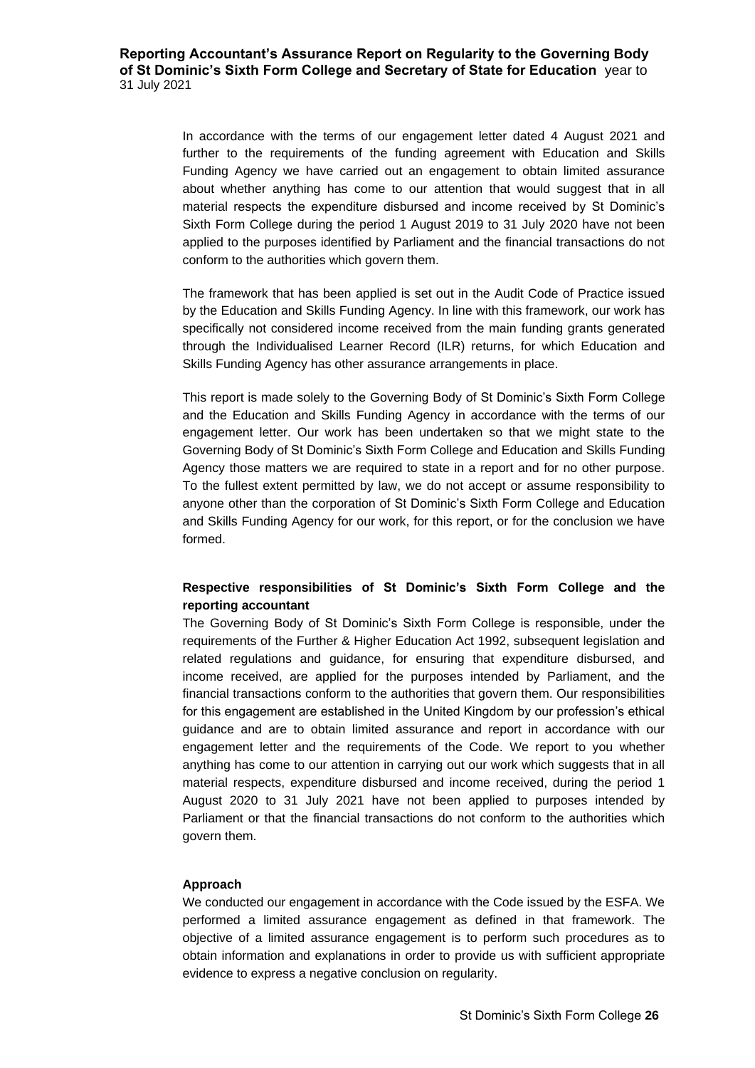**Reporting Accountant's Assurance Report on Regularity to the Governing Body of St Dominic's Sixth Form College and Secretary of State for Education** year to 31 July 2021

In accordance with the terms of our engagement letter dated 4 August 2021 and further to the requirements of the funding agreement with Education and Skills Funding Agency we have carried out an engagement to obtain limited assurance about whether anything has come to our attention that would suggest that in all material respects the expenditure disbursed and income received by St Dominic's Sixth Form College during the period 1 August 2019 to 31 July 2020 have not been applied to the purposes identified by Parliament and the financial transactions do not conform to the authorities which govern them.

The framework that has been applied is set out in the Audit Code of Practice issued by the Education and Skills Funding Agency. In line with this framework, our work has specifically not considered income received from the main funding grants generated through the Individualised Learner Record (ILR) returns, for which Education and Skills Funding Agency has other assurance arrangements in place.

This report is made solely to the Governing Body of St Dominic's Sixth Form College and the Education and Skills Funding Agency in accordance with the terms of our engagement letter. Our work has been undertaken so that we might state to the Governing Body of St Dominic's Sixth Form College and Education and Skills Funding Agency those matters we are required to state in a report and for no other purpose. To the fullest extent permitted by law, we do not accept or assume responsibility to anyone other than the corporation of St Dominic's Sixth Form College and Education and Skills Funding Agency for our work, for this report, or for the conclusion we have formed.

**Respective responsibilities of St Dominic's Sixth Form College and the reporting accountant**

The Governing Body of St Dominic's Sixth Form College is responsible, under the requirements of the Further & Higher Education Act 1992, subsequent legislation and related regulations and guidance, for ensuring that expenditure disbursed, and income received, are applied for the purposes intended by Parliament, and the financial transactions conform to the authorities that govern them. Our responsibilities for this engagement are established in the United Kingdom by our profession's ethical guidance and are to obtain limited assurance and report in accordance with our engagement letter and the requirements of the Code. We report to you whether anything has come to our attention in carrying out our work which suggests that in all material respects, expenditure disbursed and income received, during the period 1 August 2020 to 31 July 2021 have not been applied to purposes intended by Parliament or that the financial transactions do not conform to the authorities which govern them.

**Approach**

We conducted our engagement in accordance with the Code issued by the ESFA. We performed a limited assurance engagement as defined in that framework. The objective of a limited assurance engagement is to perform such procedures as to obtain information and explanations in order to provide us with sufficient appropriate evidence to express a negative conclusion on regularity.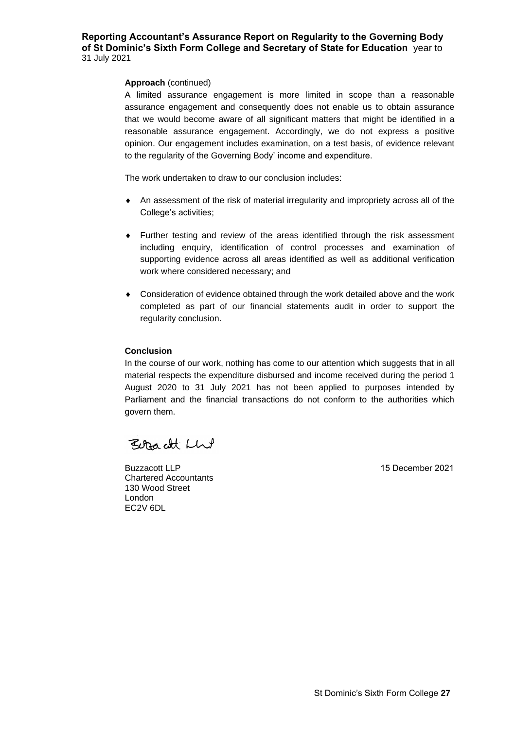**Reporting Accountant's Assurance Report on Regularity to the Governing Body of St Dominic's Sixth Form College and Secretary of State for Education** year to 31 July 2021

**Approach** (continued)

A limited assurance engagement is more limited in scope than a reasonable assurance engagement and consequently does not enable us to obtain assurance that we would become aware of all significant matters that might be identified in a reasonable assurance engagement. Accordingly, we do not express a positive opinion. Our engagement includes examination, on a test basis, of evidence relevant to the regularity of the Governing Body' income and expenditure.

The work undertaken to draw to our conclusion includes:

- An assessment of the risk of material irregularity and impropriety across all of the College's activities;
- Further testing and review of the areas identified through the risk assessment including enquiry, identification of control processes and examination of supporting evidence across all areas identified as well as additional verification work where considered necessary; and
- Consideration of evidence obtained through the work detailed above and the work completed as part of our financial statements audit in order to support the regularity conclusion.

**Conclusion**

In the course of our work, nothing has come to our attention which suggests that in all material respects the expenditure disbursed and income received during the period 1 August 2020 to 31 July 2021 has not been applied to purposes intended by Parliament and the financial transactions do not conform to the authorities which govern them.

Buzzacott LLP

Buzzacott LLP
Chartered Accountants
130 Wood Street
London
EC2V 6DL

15 December 2021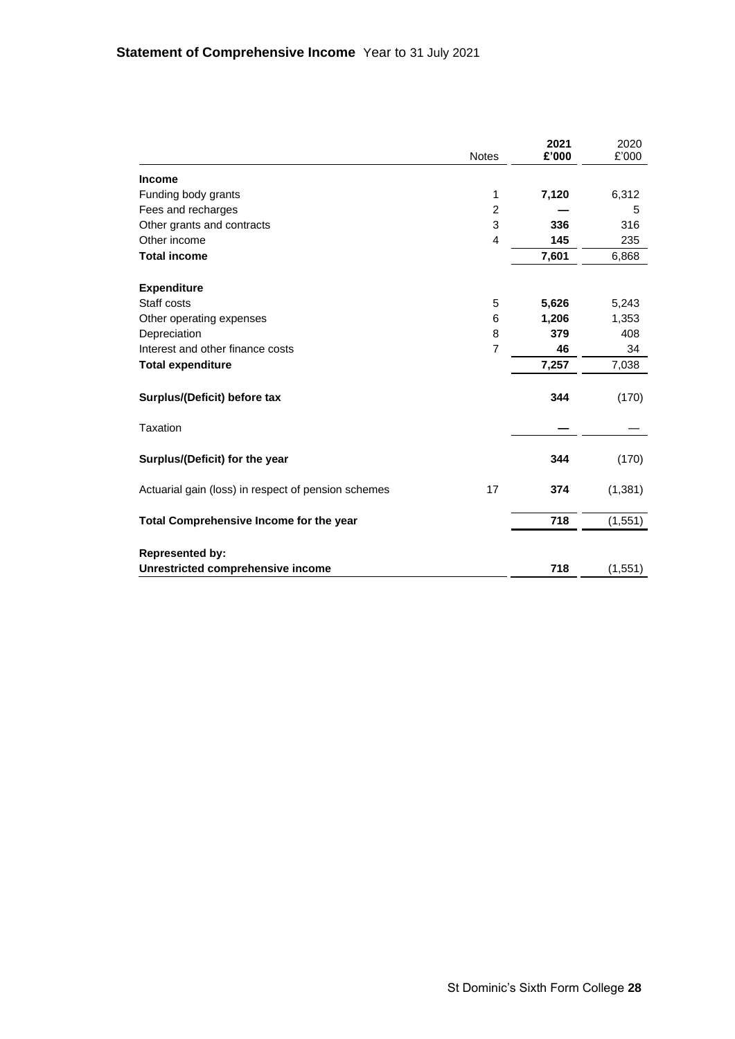## **Statement of Comprehensive Income** Year to 31 July 2021

| | Notes | **2021** **£'000** | 2020 £'000 |
|---|---|---|---|
| **Income** | | | |
| Funding body grants | 1 | **7,120** | 6,312 |
| Fees and recharges | 2 | **—** | 5 |
| Other grants and contracts | 3 | **336** | 316 |
| Other income | 4 | **145** | 235 |
| **Total income** | | **7,601** | 6,868 |
| | | | |
| **Expenditure** | | | |
| Staff costs | 5 | **5,626** | 5,243 |
| Other operating expenses | 6 | **1,206** | 1,353 |
| Depreciation | 8 | **379** | 408 |
| Interest and other finance costs | 7 | **46** | 34 |
| **Total expenditure** | | **7,257** | 7,038 |
| | | | |
| **Surplus/(Deficit) before tax** | | **344** | (170) |
| | | | |
| Taxation | | **—** | — |
| | | | |
| **Surplus/(Deficit) for the year** | | **344** | (170) |
| | | | |
| Actuarial gain (loss) in respect of pension schemes | 17 | **374** | (1,381) |
| | | | |
| **Total Comprehensive Income for the year** | | **718** | (1,551) |
| | | | |
| **Represented by:** | | | |
| **Unrestricted comprehensive income** | | **718** | (1,551) |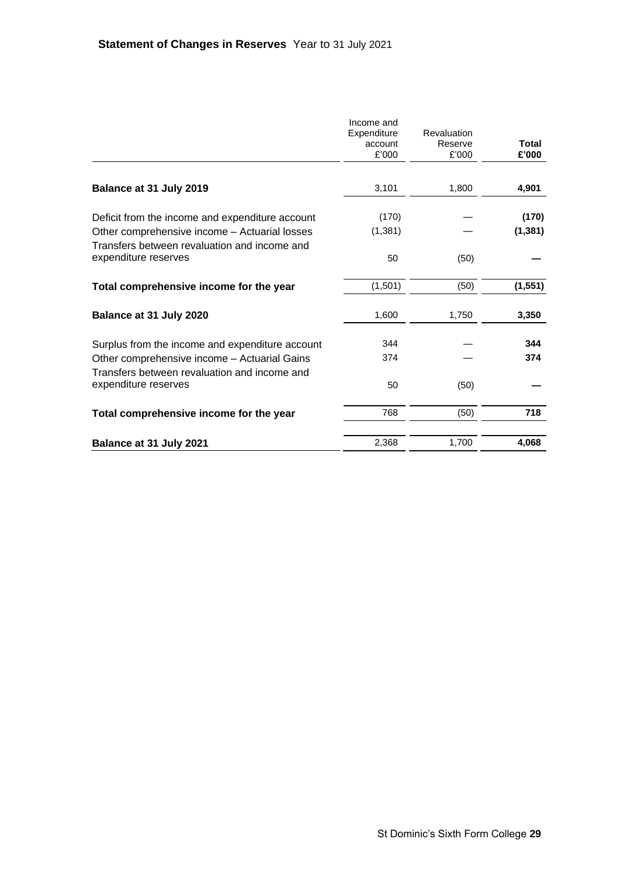## Statement of Changes in Reserves Year to 31 July 2021

| | Income and Expenditure account £'000 | Revaluation Reserve £'000 | **Total £'000** |
|---|---|---|---|
| **Balance at 31 July 2019** | 3,101 | 1,800 | **4,901** |
| Deficit from the income and expenditure account | (170) | — | **(170)** |
| Other comprehensive income – Actuarial losses | (1,381) | — | **(1,381)** |
| Transfers between revaluation and income and expenditure reserves | 50 | (50) | **—** |
| **Total comprehensive income for the year** | (1,501) | (50) | **(1,551)** |
| **Balance at 31 July 2020** | 1,600 | 1,750 | **3,350** |
| Surplus from the income and expenditure account | 344 | — | **344** |
| Other comprehensive income – Actuarial Gains | 374 | — | **374** |
| Transfers between revaluation and income and expenditure reserves | 50 | (50) | **—** |
| **Total comprehensive income for the year** | 768 | (50) | **718** |
| **Balance at 31 July 2021** | 2,368 | 1,700 | **4,068** |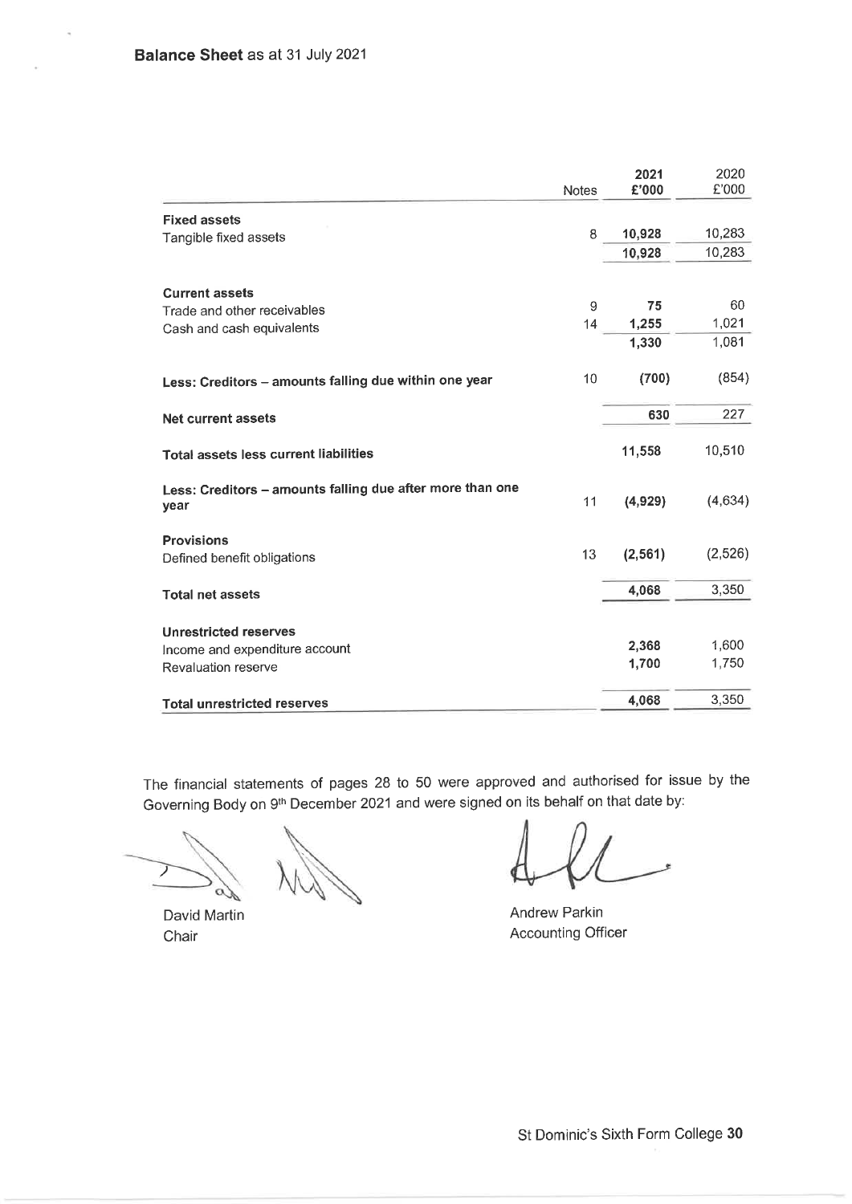## Balance Sheet as at 31 July 2021

| | Notes | 2021 £'000 | 2020 £'000 |
|---|---|---|---|
| **Fixed assets** | | | |
| Tangible fixed assets | 8 | **10,928** | 10,283 |
| | | **10,928** | 10,283 |
| **Current assets** | | | |
| Trade and other receivables | 9 | **75** | 60 |
| Cash and cash equivalents | 14 | **1,255** | 1,021 |
| | | **1,330** | 1,081 |
| **Less: Creditors – amounts falling due within one year** | 10 | **(700)** | (854) |
| **Net current assets** | | **630** | 227 |
| **Total assets less current liabilities** | | **11,558** | 10,510 |
| **Less: Creditors – amounts falling due after more than one year** | 11 | **(4,929)** | (4,634) |
| **Provisions** | | | |
| Defined benefit obligations | 13 | **(2,561)** | (2,526) |
| **Total net assets** | | **4,068** | 3,350 |
| **Unrestricted reserves** | | | |
| Income and expenditure account | | **2,368** | 1,600 |
| Revaluation reserve | | **1,700** | 1,750 |
| **Total unrestricted reserves** | | **4,068** | 3,350 |

The financial statements of pages 28 to 50 were approved and authorised for issue by the Governing Body on 9th December 2021 and were signed on its behalf on that date by:

David Martin
Chair

Andrew Parkin
Accounting Officer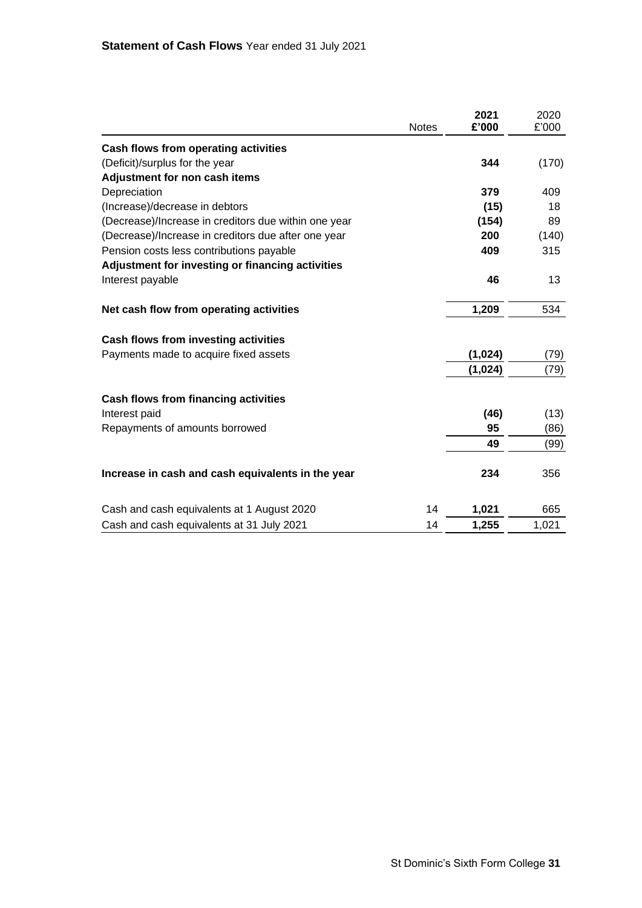**Statement of Cash Flows** Year ended 31 July 2021

| | Notes | **2021 £'000** | 2020 £'000 |
|---|---|---|---|
| **Cash flows from operating activities** | | | |
| (Deficit)/surplus for the year | | **344** | (170) |
| **Adjustment for non cash items** | | | |
| Depreciation | | **379** | 409 |
| (Increase)/decrease in debtors | | **(15)** | 18 |
| (Decrease)/Increase in creditors due within one year | | **(154)** | 89 |
| (Decrease)/Increase in creditors due after one year | | **200** | (140) |
| Pension costs less contributions payable | | **409** | 315 |
| **Adjustment for investing or financing activities** | | | |
| Interest payable | | **46** | 13 |
| **Net cash flow from operating activities** | | **1,209** | 534 |
| **Cash flows from investing activities** | | | |
| Payments made to acquire fixed assets | | **(1,024)** | (79) |
| | | **(1,024)** | (79) |
| **Cash flows from financing activities** | | | |
| Interest paid | | **(46)** | (13) |
| Repayments of amounts borrowed | | **95** | (86) |
| | | **49** | (99) |
| **Increase in cash and cash equivalents in the year** | | **234** | 356 |
| Cash and cash equivalents at 1 August 2020 | 14 | **1,021** | 665 |
| Cash and cash equivalents at 31 July 2021 | 14 | **1,255** | 1,021 |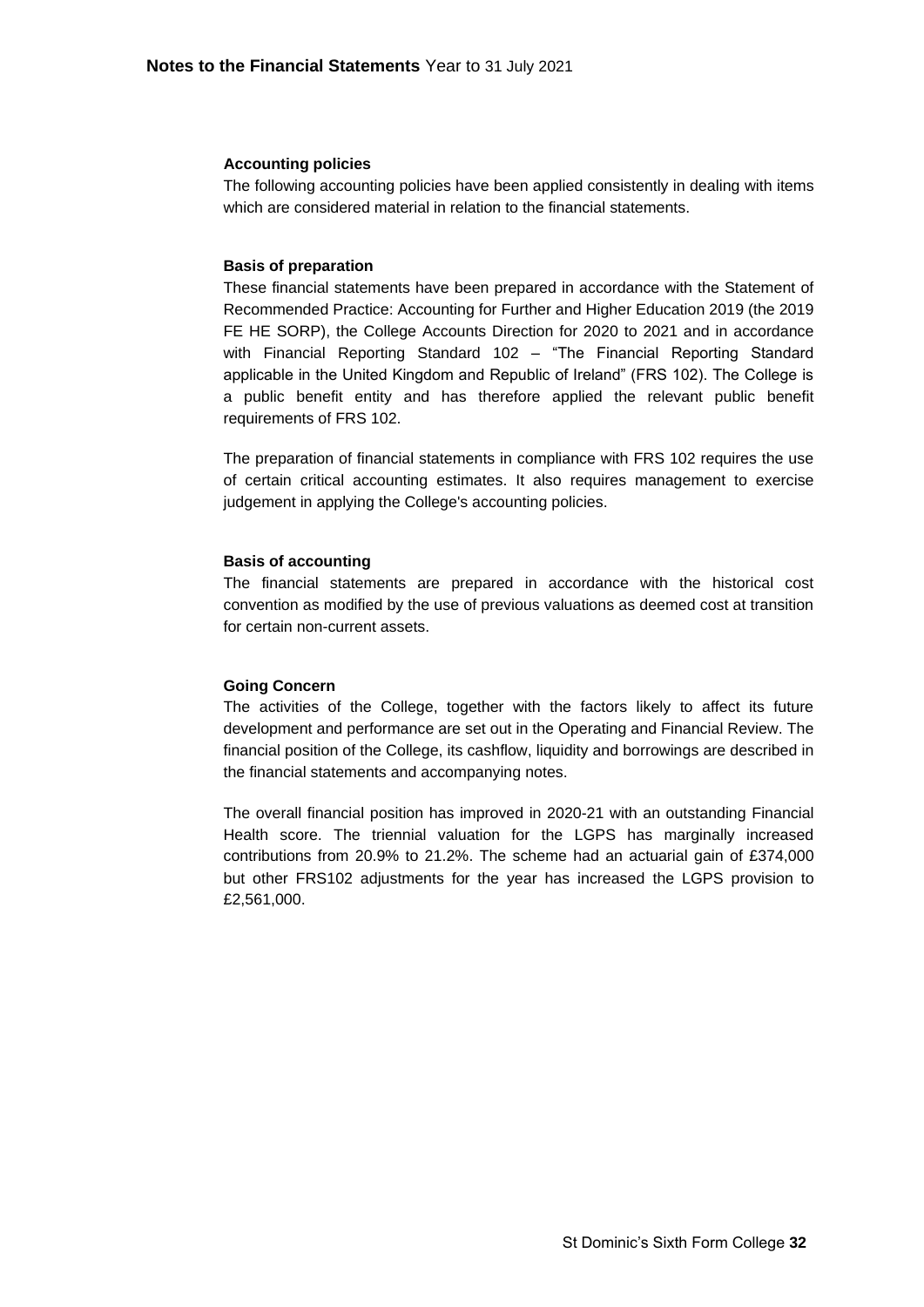### Accounting policies

The following accounting policies have been applied consistently in dealing with items which are considered material in relation to the financial statements.

### Basis of preparation

These financial statements have been prepared in accordance with the Statement of Recommended Practice: Accounting for Further and Higher Education 2019 (the 2019 FE HE SORP), the College Accounts Direction for 2020 to 2021 and in accordance with Financial Reporting Standard 102 – "The Financial Reporting Standard applicable in the United Kingdom and Republic of Ireland" (FRS 102). The College is a public benefit entity and has therefore applied the relevant public benefit requirements of FRS 102.

The preparation of financial statements in compliance with FRS 102 requires the use of certain critical accounting estimates. It also requires management to exercise judgement in applying the College's accounting policies.

### Basis of accounting

The financial statements are prepared in accordance with the historical cost convention as modified by the use of previous valuations as deemed cost at transition for certain non-current assets.

### Going Concern

The activities of the College, together with the factors likely to affect its future development and performance are set out in the Operating and Financial Review. The financial position of the College, its cashflow, liquidity and borrowings are described in the financial statements and accompanying notes.

The overall financial position has improved in 2020-21 with an outstanding Financial Health score. The triennial valuation for the LGPS has marginally increased contributions from 20.9% to 21.2%. The scheme had an actuarial gain of £374,000 but other FRS102 adjustments for the year has increased the LGPS provision to £2,561,000.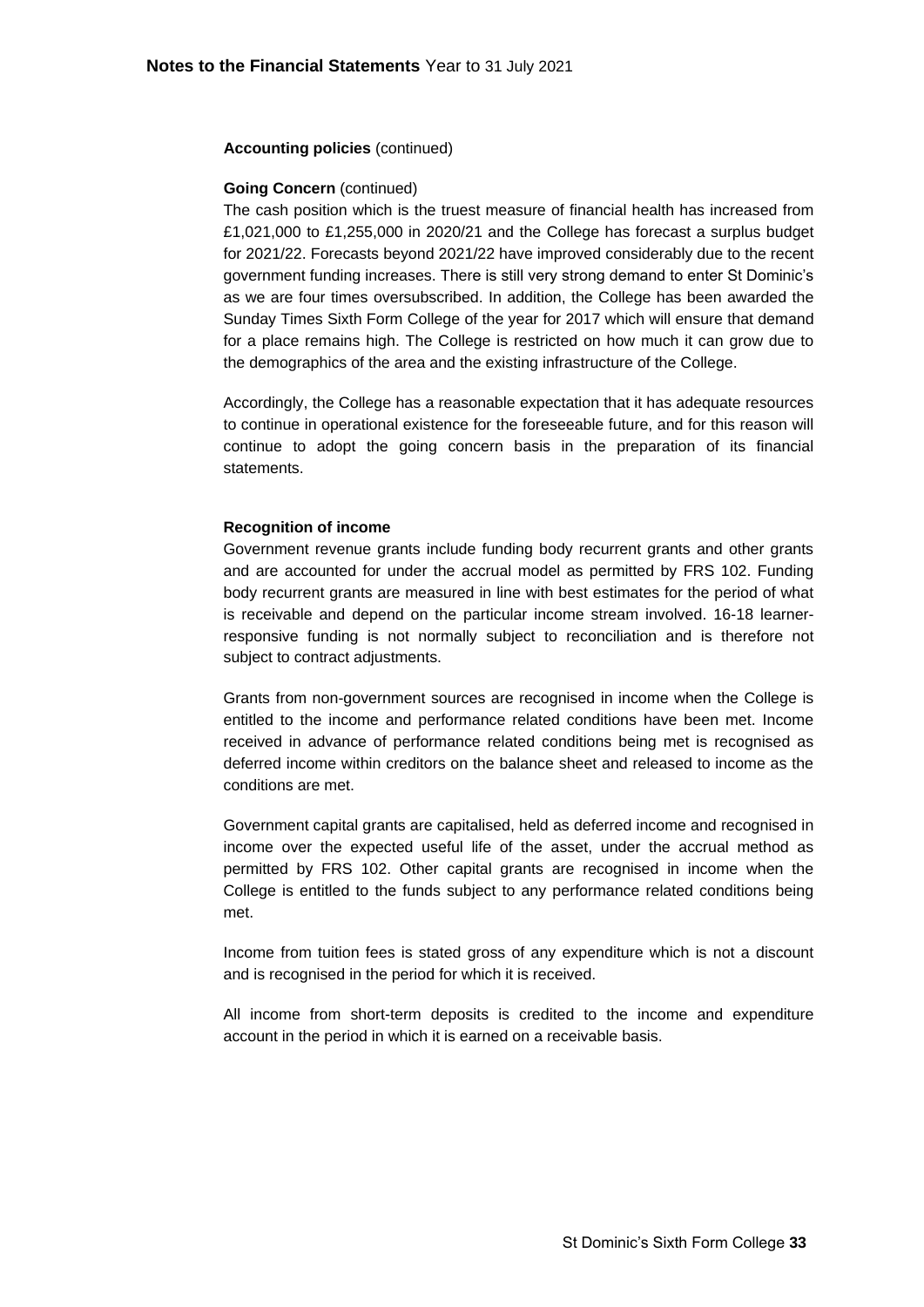**Accounting policies** (continued)

**Going Concern** (continued)

The cash position which is the truest measure of financial health has increased from £1,021,000 to £1,255,000 in 2020/21 and the College has forecast a surplus budget for 2021/22. Forecasts beyond 2021/22 have improved considerably due to the recent government funding increases. There is still very strong demand to enter St Dominic's as we are four times oversubscribed. In addition, the College has been awarded the Sunday Times Sixth Form College of the year for 2017 which will ensure that demand for a place remains high. The College is restricted on how much it can grow due to the demographics of the area and the existing infrastructure of the College.

Accordingly, the College has a reasonable expectation that it has adequate resources to continue in operational existence for the foreseeable future, and for this reason will continue to adopt the going concern basis in the preparation of its financial statements.

**Recognition of income**

Government revenue grants include funding body recurrent grants and other grants and are accounted for under the accrual model as permitted by FRS 102. Funding body recurrent grants are measured in line with best estimates for the period of what is receivable and depend on the particular income stream involved. 16-18 learner-responsive funding is not normally subject to reconciliation and is therefore not subject to contract adjustments.

Grants from non-government sources are recognised in income when the College is entitled to the income and performance related conditions have been met. Income received in advance of performance related conditions being met is recognised as deferred income within creditors on the balance sheet and released to income as the conditions are met.

Government capital grants are capitalised, held as deferred income and recognised in income over the expected useful life of the asset, under the accrual method as permitted by FRS 102. Other capital grants are recognised in income when the College is entitled to the funds subject to any performance related conditions being met.

Income from tuition fees is stated gross of any expenditure which is not a discount and is recognised in the period for which it is received.

All income from short-term deposits is credited to the income and expenditure account in the period in which it is earned on a receivable basis.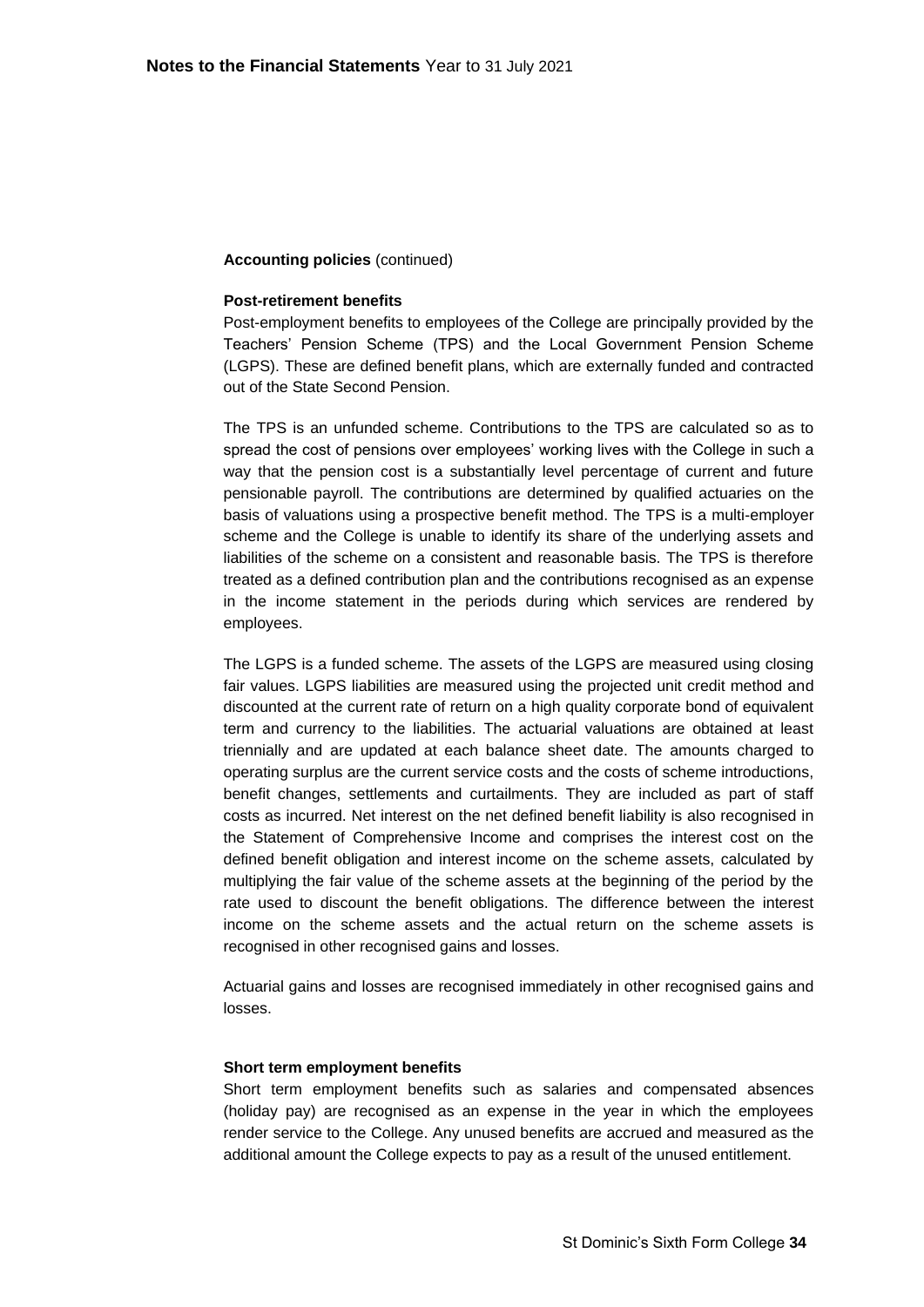**Accounting policies** (continued)

**Post-retirement benefits**

Post-employment benefits to employees of the College are principally provided by the Teachers' Pension Scheme (TPS) and the Local Government Pension Scheme (LGPS). These are defined benefit plans, which are externally funded and contracted out of the State Second Pension.

The TPS is an unfunded scheme. Contributions to the TPS are calculated so as to spread the cost of pensions over employees' working lives with the College in such a way that the pension cost is a substantially level percentage of current and future pensionable payroll. The contributions are determined by qualified actuaries on the basis of valuations using a prospective benefit method. The TPS is a multi-employer scheme and the College is unable to identify its share of the underlying assets and liabilities of the scheme on a consistent and reasonable basis. The TPS is therefore treated as a defined contribution plan and the contributions recognised as an expense in the income statement in the periods during which services are rendered by employees.

The LGPS is a funded scheme. The assets of the LGPS are measured using closing fair values. LGPS liabilities are measured using the projected unit credit method and discounted at the current rate of return on a high quality corporate bond of equivalent term and currency to the liabilities. The actuarial valuations are obtained at least triennially and are updated at each balance sheet date. The amounts charged to operating surplus are the current service costs and the costs of scheme introductions, benefit changes, settlements and curtailments. They are included as part of staff costs as incurred. Net interest on the net defined benefit liability is also recognised in the Statement of Comprehensive Income and comprises the interest cost on the defined benefit obligation and interest income on the scheme assets, calculated by multiplying the fair value of the scheme assets at the beginning of the period by the rate used to discount the benefit obligations. The difference between the interest income on the scheme assets and the actual return on the scheme assets is recognised in other recognised gains and losses.

Actuarial gains and losses are recognised immediately in other recognised gains and losses.

**Short term employment benefits**

Short term employment benefits such as salaries and compensated absences (holiday pay) are recognised as an expense in the year in which the employees render service to the College. Any unused benefits are accrued and measured as the additional amount the College expects to pay as a result of the unused entitlement.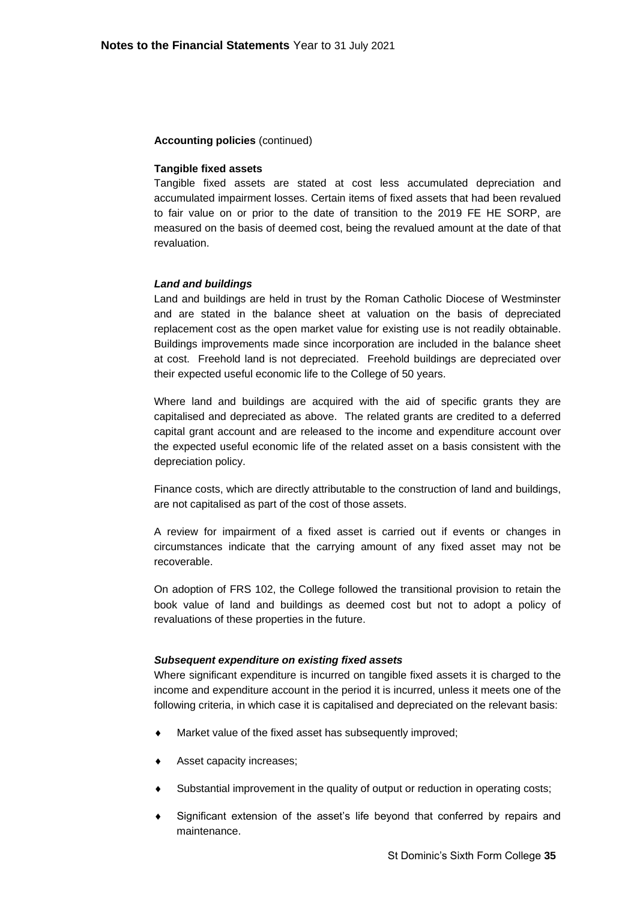**Accounting policies** (continued)

**Tangible fixed assets**

Tangible fixed assets are stated at cost less accumulated depreciation and accumulated impairment losses. Certain items of fixed assets that had been revalued to fair value on or prior to the date of transition to the 2019 FE HE SORP, are measured on the basis of deemed cost, being the revalued amount at the date of that revaluation.

***Land and buildings***

Land and buildings are held in trust by the Roman Catholic Diocese of Westminster and are stated in the balance sheet at valuation on the basis of depreciated replacement cost as the open market value for existing use is not readily obtainable. Buildings improvements made since incorporation are included in the balance sheet at cost. Freehold land is not depreciated. Freehold buildings are depreciated over their expected useful economic life to the College of 50 years.

Where land and buildings are acquired with the aid of specific grants they are capitalised and depreciated as above. The related grants are credited to a deferred capital grant account and are released to the income and expenditure account over the expected useful economic life of the related asset on a basis consistent with the depreciation policy.

Finance costs, which are directly attributable to the construction of land and buildings, are not capitalised as part of the cost of those assets.

A review for impairment of a fixed asset is carried out if events or changes in circumstances indicate that the carrying amount of any fixed asset may not be recoverable.

On adoption of FRS 102, the College followed the transitional provision to retain the book value of land and buildings as deemed cost but not to adopt a policy of revaluations of these properties in the future.

***Subsequent expenditure on existing fixed assets***

Where significant expenditure is incurred on tangible fixed assets it is charged to the income and expenditure account in the period it is incurred, unless it meets one of the following criteria, in which case it is capitalised and depreciated on the relevant basis:

- Market value of the fixed asset has subsequently improved;
- Asset capacity increases;
- Substantial improvement in the quality of output or reduction in operating costs;
- Significant extension of the asset's life beyond that conferred by repairs and maintenance.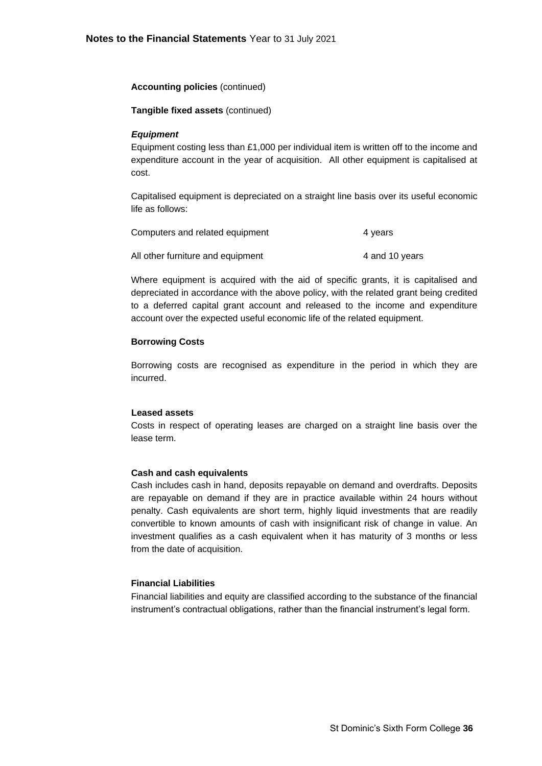**Accounting policies** (continued)

**Tangible fixed assets** (continued)

***Equipment***

Equipment costing less than £1,000 per individual item is written off to the income and expenditure account in the year of acquisition. All other equipment is capitalised at cost.

Capitalised equipment is depreciated on a straight line basis over its useful economic life as follows:

| | |
|---|---|
| Computers and related equipment | 4 years |
| All other furniture and equipment | 4 and 10 years |

Where equipment is acquired with the aid of specific grants, it is capitalised and depreciated in accordance with the above policy, with the related grant being credited to a deferred capital grant account and released to the income and expenditure account over the expected useful economic life of the related equipment.

**Borrowing Costs**

Borrowing costs are recognised as expenditure in the period in which they are incurred.

**Leased assets**

Costs in respect of operating leases are charged on a straight line basis over the lease term.

**Cash and cash equivalents**

Cash includes cash in hand, deposits repayable on demand and overdrafts. Deposits are repayable on demand if they are in practice available within 24 hours without penalty. Cash equivalents are short term, highly liquid investments that are readily convertible to known amounts of cash with insignificant risk of change in value. An investment qualifies as a cash equivalent when it has maturity of 3 months or less from the date of acquisition.

**Financial Liabilities**

Financial liabilities and equity are classified according to the substance of the financial instrument's contractual obligations, rather than the financial instrument's legal form.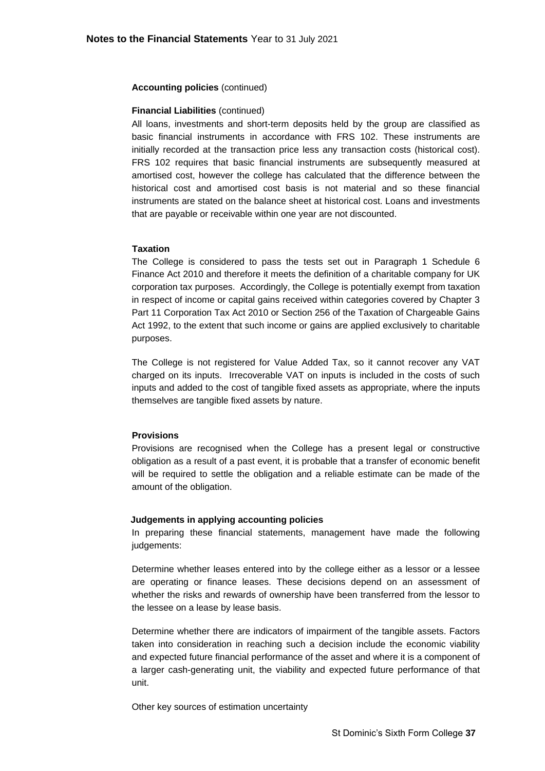**Accounting policies** (continued)

**Financial Liabilities** (continued)

All loans, investments and short-term deposits held by the group are classified as basic financial instruments in accordance with FRS 102. These instruments are initially recorded at the transaction price less any transaction costs (historical cost). FRS 102 requires that basic financial instruments are subsequently measured at amortised cost, however the college has calculated that the difference between the historical cost and amortised cost basis is not material and so these financial instruments are stated on the balance sheet at historical cost. Loans and investments that are payable or receivable within one year are not discounted.

**Taxation**

The College is considered to pass the tests set out in Paragraph 1 Schedule 6 Finance Act 2010 and therefore it meets the definition of a charitable company for UK corporation tax purposes. Accordingly, the College is potentially exempt from taxation in respect of income or capital gains received within categories covered by Chapter 3 Part 11 Corporation Tax Act 2010 or Section 256 of the Taxation of Chargeable Gains Act 1992, to the extent that such income or gains are applied exclusively to charitable purposes.

The College is not registered for Value Added Tax, so it cannot recover any VAT charged on its inputs. Irrecoverable VAT on inputs is included in the costs of such inputs and added to the cost of tangible fixed assets as appropriate, where the inputs themselves are tangible fixed assets by nature.

**Provisions**

Provisions are recognised when the College has a present legal or constructive obligation as a result of a past event, it is probable that a transfer of economic benefit will be required to settle the obligation and a reliable estimate can be made of the amount of the obligation.

**Judgements in applying accounting policies**

In preparing these financial statements, management have made the following judgements:

Determine whether leases entered into by the college either as a lessor or a lessee are operating or finance leases. These decisions depend on an assessment of whether the risks and rewards of ownership have been transferred from the lessor to the lessee on a lease by lease basis.

Determine whether there are indicators of impairment of the tangible assets. Factors taken into consideration in reaching such a decision include the economic viability and expected future financial performance of the asset and where it is a component of a larger cash-generating unit, the viability and expected future performance of that unit.

Other key sources of estimation uncertainty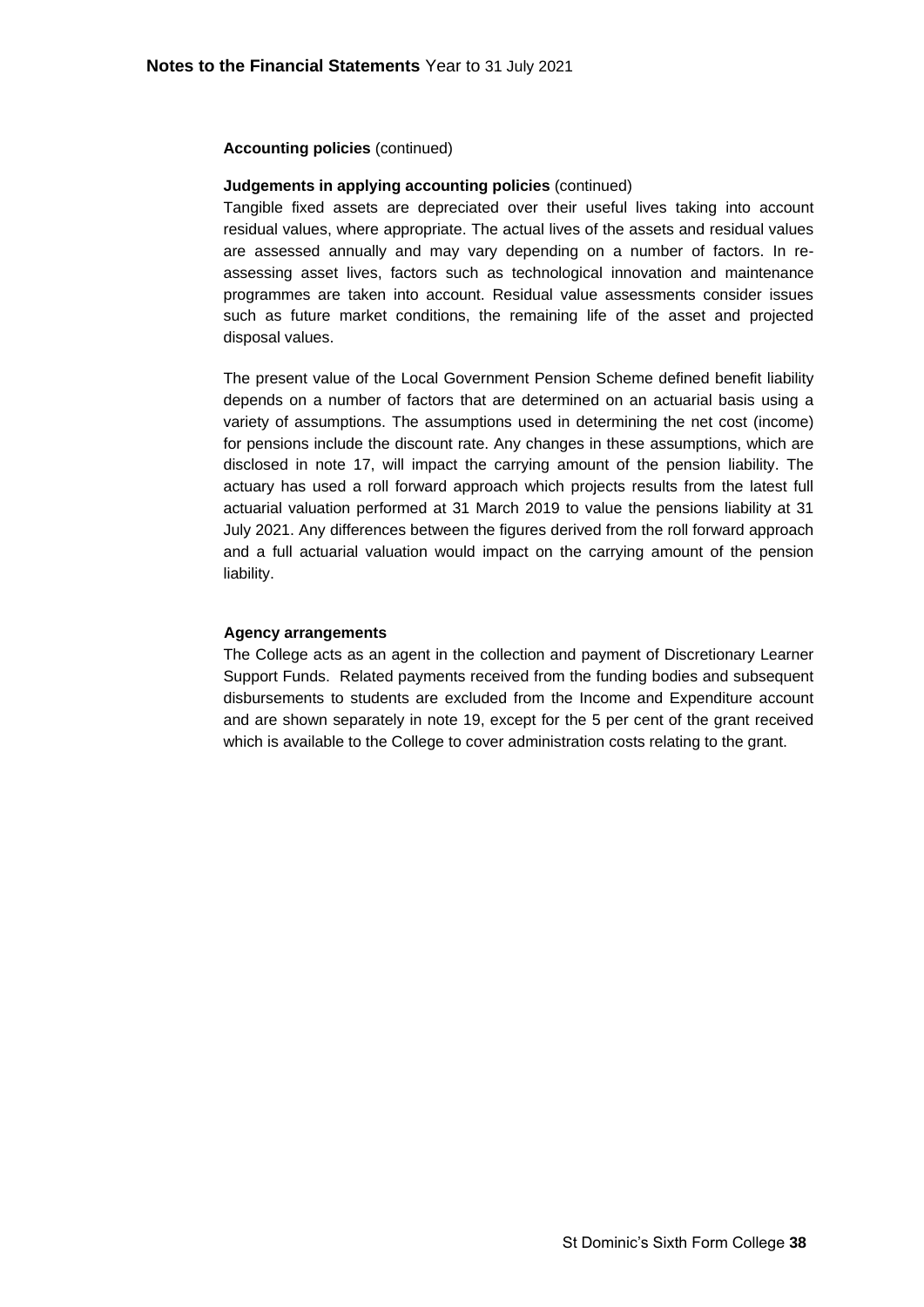**Accounting policies** (continued)

**Judgements in applying accounting policies** (continued)

Tangible fixed assets are depreciated over their useful lives taking into account residual values, where appropriate. The actual lives of the assets and residual values are assessed annually and may vary depending on a number of factors. In re-assessing asset lives, factors such as technological innovation and maintenance programmes are taken into account. Residual value assessments consider issues such as future market conditions, the remaining life of the asset and projected disposal values.

The present value of the Local Government Pension Scheme defined benefit liability depends on a number of factors that are determined on an actuarial basis using a variety of assumptions. The assumptions used in determining the net cost (income) for pensions include the discount rate. Any changes in these assumptions, which are disclosed in note 17, will impact the carrying amount of the pension liability. The actuary has used a roll forward approach which projects results from the latest full actuarial valuation performed at 31 March 2019 to value the pensions liability at 31 July 2021. Any differences between the figures derived from the roll forward approach and a full actuarial valuation would impact on the carrying amount of the pension liability.

**Agency arrangements**

The College acts as an agent in the collection and payment of Discretionary Learner Support Funds. Related payments received from the funding bodies and subsequent disbursements to students are excluded from the Income and Expenditure account and are shown separately in note 19, except for the 5 per cent of the grant received which is available to the College to cover administration costs relating to the grant.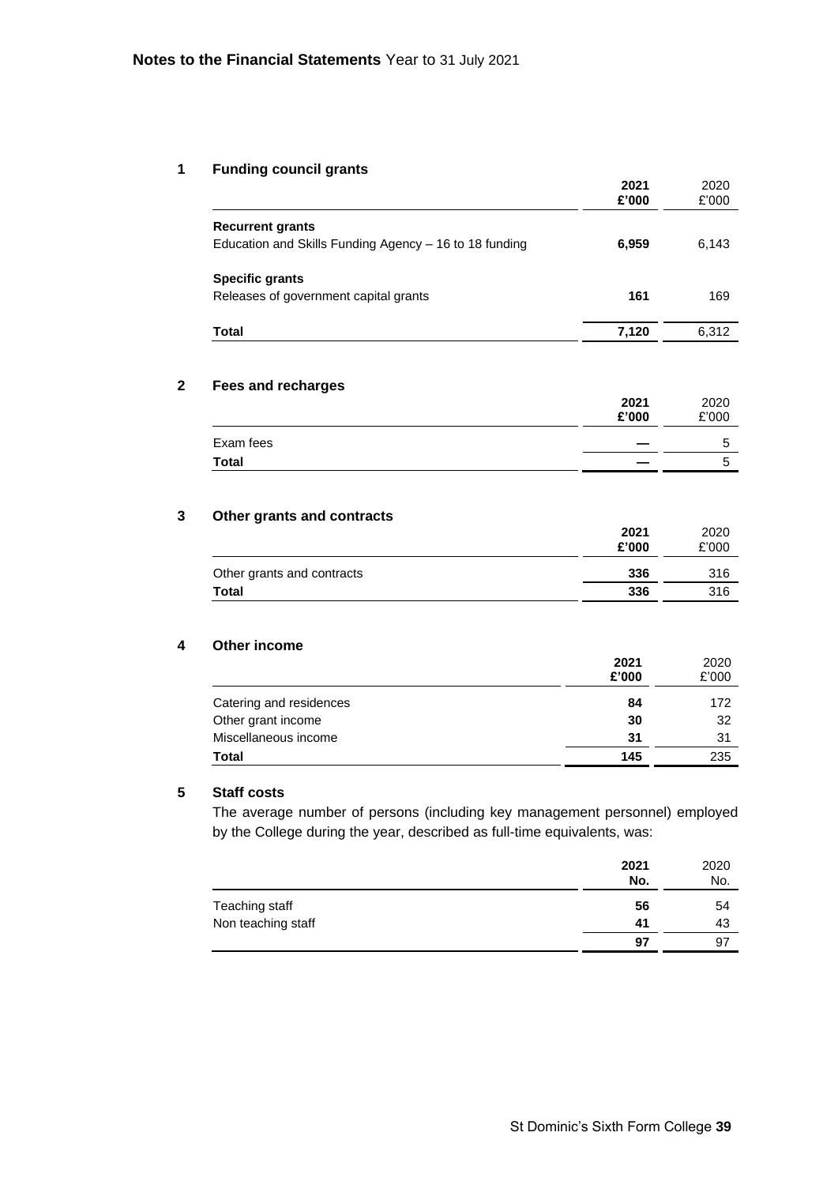## Notes to the Financial Statements Year to 31 July 2021

### 1 Funding council grants

| | **2021 £'000** | 2020 £'000 |
|---|---|---|
| **Recurrent grants** | | |
| Education and Skills Funding Agency – 16 to 18 funding | **6,959** | 6,143 |
| **Specific grants** | | |
| Releases of government capital grants | **161** | 169 |
| **Total** | **7,120** | 6,312 |

### 2 Fees and recharges

| | **2021 £'000** | 2020 £'000 |
|---|---|---|
| Exam fees | **—** | 5 |
| **Total** | **—** | 5 |

### 3 Other grants and contracts

| | **2021 £'000** | 2020 £'000 |
|---|---|---|
| Other grants and contracts | **336** | 316 |
| **Total** | **336** | 316 |

### 4 Other income

| | **2021 £'000** | 2020 £'000 |
|---|---|---|
| Catering and residences | **84** | 172 |
| Other grant income | **30** | 32 |
| Miscellaneous income | **31** | 31 |
| **Total** | **145** | 235 |

### 5 Staff costs

The average number of persons (including key management personnel) employed by the College during the year, described as full-time equivalents, was:

| | **2021 No.** | 2020 No. |
|---|---|---|
| Teaching staff | **56** | 54 |
| Non teaching staff | **41** | 43 |
| | **97** | 97 |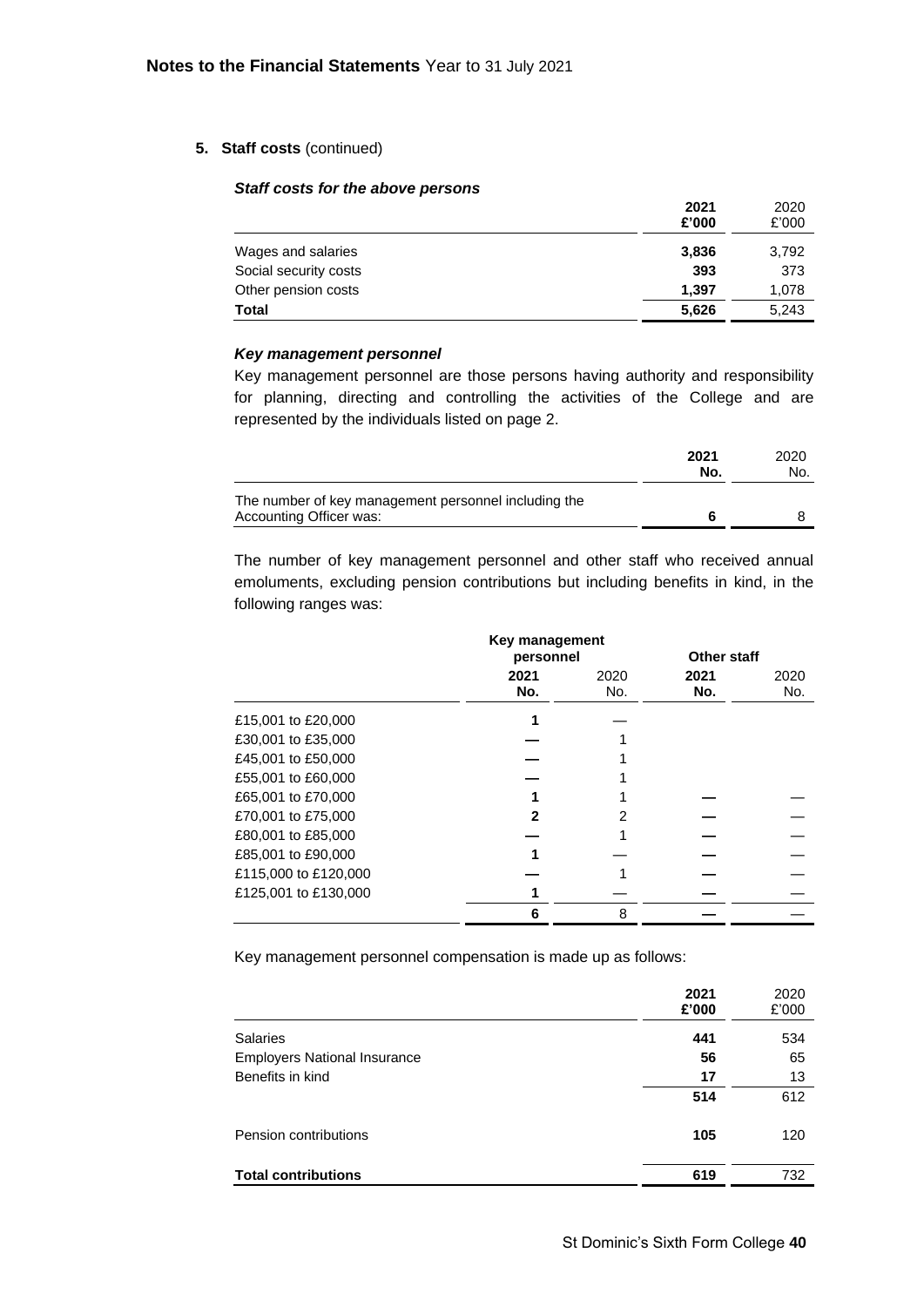## 5. Staff costs (continued)

### *Staff costs for the above persons*

| | 2021 £'000 | 2020 £'000 |
|---|---|---|
| Wages and salaries | **3,836** | 3,792 |
| Social security costs | **393** | 373 |
| Other pension costs | **1,397** | 1,078 |
| **Total** | **5,626** | 5,243 |

### *Key management personnel*

Key management personnel are those persons having authority and responsibility for planning, directing and controlling the activities of the College and are represented by the individuals listed on page 2.

| | 2021 No. | 2020 No. |
|---|---|---|
| The number of key management personnel including the Accounting Officer was: | **6** | 8 |

The number of key management personnel and other staff who received annual emoluments, excluding pension contributions but including benefits in kind, in the following ranges was:

| | Key management personnel | | Other staff | |
|---|---|---|---|---|
| | 2021 No. | 2020 No. | 2021 No. | 2020 No. |
| £15,001 to £20,000 | **1** | — | | |
| £30,001 to £35,000 | **—** | 1 | | |
| £45,001 to £50,000 | **—** | 1 | | |
| £55,001 to £60,000 | **—** | 1 | | |
| £65,001 to £70,000 | **1** | 1 | **—** | — |
| £70,001 to £75,000 | **2** | 2 | **—** | — |
| £80,001 to £85,000 | **—** | 1 | **—** | — |
| £85,001 to £90,000 | **1** | — | **—** | — |
| £115,000 to £120,000 | **—** | 1 | **—** | — |
| £125,001 to £130,000 | **1** | — | **—** | — |
| | **6** | 8 | **—** | — |

Key management personnel compensation is made up as follows:

| | 2021 £'000 | 2020 £'000 |
|---|---|---|
| Salaries | **441** | 534 |
| Employers National Insurance | **56** | 65 |
| Benefits in kind | **17** | 13 |
| | **514** | 612 |
| Pension contributions | **105** | 120 |
| **Total contributions** | **619** | 732 |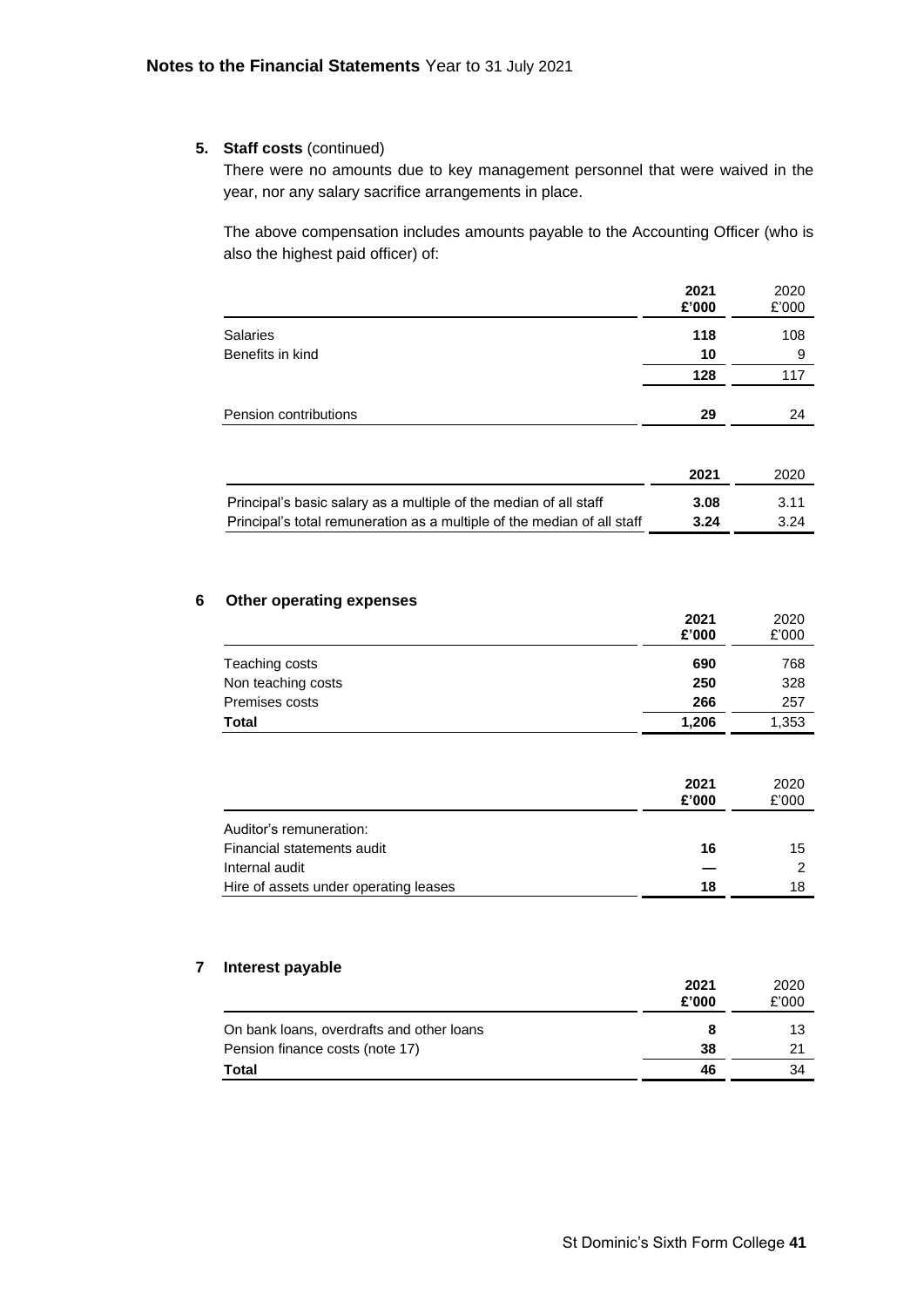## Notes to the Financial Statements Year to 31 July 2021

### 5. Staff costs (continued)

There were no amounts due to key management personnel that were waived in the year, nor any salary sacrifice arrangements in place.

The above compensation includes amounts payable to the Accounting Officer (who is also the highest paid officer) of:

| | **2021 £'000** | 2020 £'000 |
|---|---|---|
| Salaries | **118** | 108 |
| Benefits in kind | **10** | 9 |
| | **128** | 117 |
| Pension contributions | **29** | 24 |

| | **2021** | 2020 |
|---|---|---|
| Principal's basic salary as a multiple of the median of all staff | **3.08** | 3.11 |
| Principal's total remuneration as a multiple of the median of all staff | **3.24** | 3.24 |

### 6 Other operating expenses

| | **2021 £'000** | 2020 £'000 |
|---|---|---|
| Teaching costs | **690** | 768 |
| Non teaching costs | **250** | 328 |
| Premises costs | **266** | 257 |
| **Total** | **1,206** | 1,353 |

| | **2021 £'000** | 2020 £'000 |
|---|---|---|
| Auditor's remuneration: | | |
| Financial statements audit | **16** | 15 |
| Internal audit | **—** | 2 |
| Hire of assets under operating leases | **18** | 18 |

### 7 Interest payable

| | **2021 £'000** | 2020 £'000 |
|---|---|---|
| On bank loans, overdrafts and other loans | **8** | 13 |
| Pension finance costs (note 17) | **38** | 21 |
| **Total** | **46** | 34 |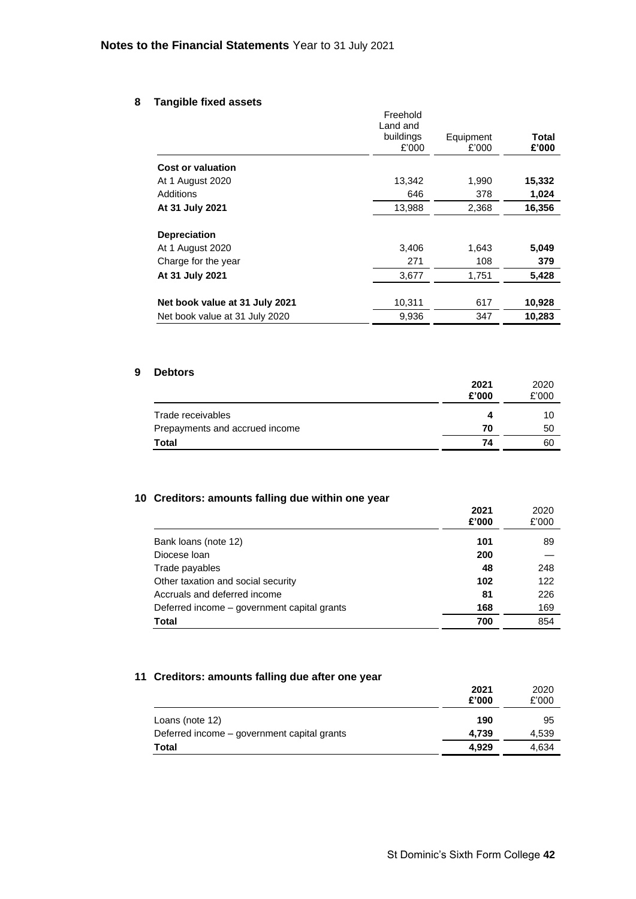## Notes to the Financial Statements Year to 31 July 2021

### 8 Tangible fixed assets

| | Freehold Land and buildings £'000 | Equipment £'000 | **Total £'000** |
|---|---|---|---|
| **Cost or valuation** | | | |
| At 1 August 2020 | 13,342 | 1,990 | **15,332** |
| Additions | 646 | 378 | **1,024** |
| **At 31 July 2021** | 13,988 | 2,368 | **16,356** |
| | | | |
| **Depreciation** | | | |
| At 1 August 2020 | 3,406 | 1,643 | **5,049** |
| Charge for the year | 271 | 108 | **379** |
| **At 31 July 2021** | 3,677 | 1,751 | **5,428** |
| | | | |
| **Net book value at 31 July 2021** | 10,311 | 617 | **10,928** |
| Net book value at 31 July 2020 | 9,936 | 347 | **10,283** |

### 9 Debtors

| | **2021 £'000** | 2020 £'000 |
|---|---|---|
| Trade receivables | **4** | 10 |
| Prepayments and accrued income | **70** | 50 |
| **Total** | **74** | 60 |

### 10 Creditors: amounts falling due within one year

| | **2021 £'000** | 2020 £'000 |
|---|---|---|
| Bank loans (note 12) | **101** | 89 |
| Diocese loan | **200** | — |
| Trade payables | **48** | 248 |
| Other taxation and social security | **102** | 122 |
| Accruals and deferred income | **81** | 226 |
| Deferred income – government capital grants | **168** | 169 |
| **Total** | **700** | 854 |

### 11 Creditors: amounts falling due after one year

| | **2021 £'000** | 2020 £'000 |
|---|---|---|
| Loans (note 12) | **190** | 95 |
| Deferred income – government capital grants | **4,739** | 4,539 |
| **Total** | **4,929** | 4,634 |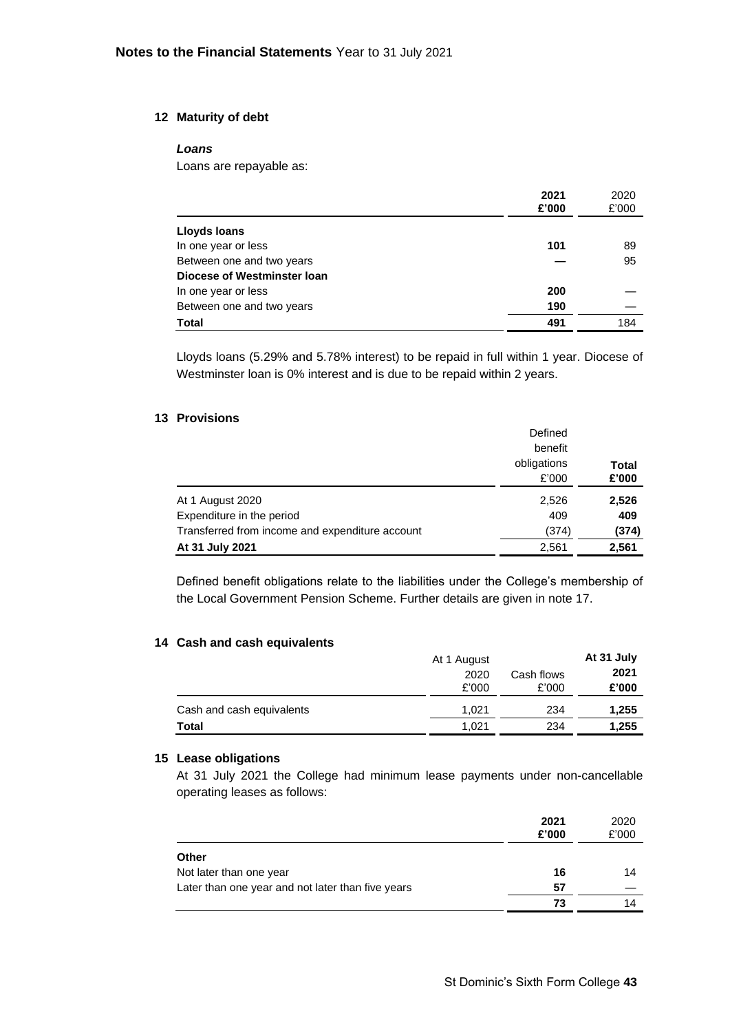## 12 Maturity of debt

### *Loans*

Loans are repayable as:

| | **2021 £'000** | 2020 £'000 |
|---|---|---|
| **Lloyds loans** | | |
| In one year or less | **101** | 89 |
| Between one and two years | **—** | 95 |
| **Diocese of Westminster loan** | | |
| In one year or less | **200** | — |
| Between one and two years | **190** | — |
| **Total** | **491** | 184 |

Lloyds loans (5.29% and 5.78% interest) to be repaid in full within 1 year. Diocese of Westminster loan is 0% interest and is due to be repaid within 2 years.

## 13 Provisions

| | Defined benefit obligations £'000 | **Total £'000** |
|---|---|---|
| At 1 August 2020 | 2,526 | **2,526** |
| Expenditure in the period | 409 | **409** |
| Transferred from income and expenditure account | (374) | **(374)** |
| **At 31 July 2021** | 2,561 | **2,561** |

Defined benefit obligations relate to the liabilities under the College's membership of the Local Government Pension Scheme. Further details are given in note 17.

## 14 Cash and cash equivalents

| | At 1 August 2020 £'000 | Cash flows £'000 | **At 31 July 2021 £'000** |
|---|---|---|---|
| Cash and cash equivalents | 1,021 | 234 | **1,255** |
| **Total** | 1,021 | 234 | **1,255** |

## 15 Lease obligations

At 31 July 2021 the College had minimum lease payments under non-cancellable operating leases as follows:

| | **2021 £'000** | 2020 £'000 |
|---|---|---|
| **Other** | | |
| Not later than one year | **16** | 14 |
| Later than one year and not later than five years | **57** | — |
| | **73** | 14 |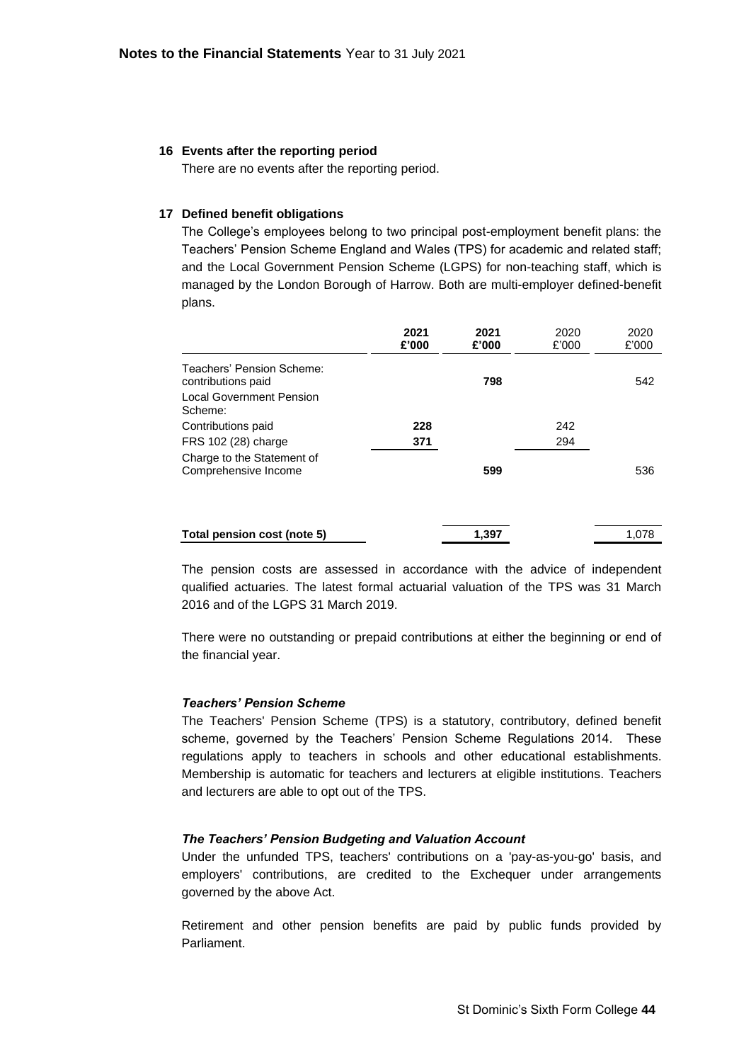**Notes to the Financial Statements** Year to 31 July 2021

**16 Events after the reporting period**

There are no events after the reporting period.

**17 Defined benefit obligations**

The College's employees belong to two principal post-employment benefit plans: the Teachers' Pension Scheme England and Wales (TPS) for academic and related staff; and the Local Government Pension Scheme (LGPS) for non-teaching staff, which is managed by the London Borough of Harrow. Both are multi-employer defined-benefit plans.

| | **2021 £'000** | **2021 £'000** | 2020 £'000 | 2020 £'000 |
|---|---|---|---|---|
| Teachers' Pension Scheme: contributions paid | | **798** | | 542 |
| Local Government Pension Scheme: | | | | |
| Contributions paid | **228** | | 242 | |
| FRS 102 (28) charge | **371** | | 294 | |
| Charge to the Statement of Comprehensive Income | | **599** | | 536 |
| **Total pension cost (note 5)** | | **1,397** | | 1,078 |

The pension costs are assessed in accordance with the advice of independent qualified actuaries. The latest formal actuarial valuation of the TPS was 31 March 2016 and of the LGPS 31 March 2019.

There were no outstanding or prepaid contributions at either the beginning or end of the financial year.

***Teachers' Pension Scheme***

The Teachers' Pension Scheme (TPS) is a statutory, contributory, defined benefit scheme, governed by the Teachers' Pension Scheme Regulations 2014. These regulations apply to teachers in schools and other educational establishments. Membership is automatic for teachers and lecturers at eligible institutions. Teachers and lecturers are able to opt out of the TPS.

***The Teachers' Pension Budgeting and Valuation Account***

Under the unfunded TPS, teachers' contributions on a 'pay-as-you-go' basis, and employers' contributions, are credited to the Exchequer under arrangements governed by the above Act.

Retirement and other pension benefits are paid by public funds provided by Parliament.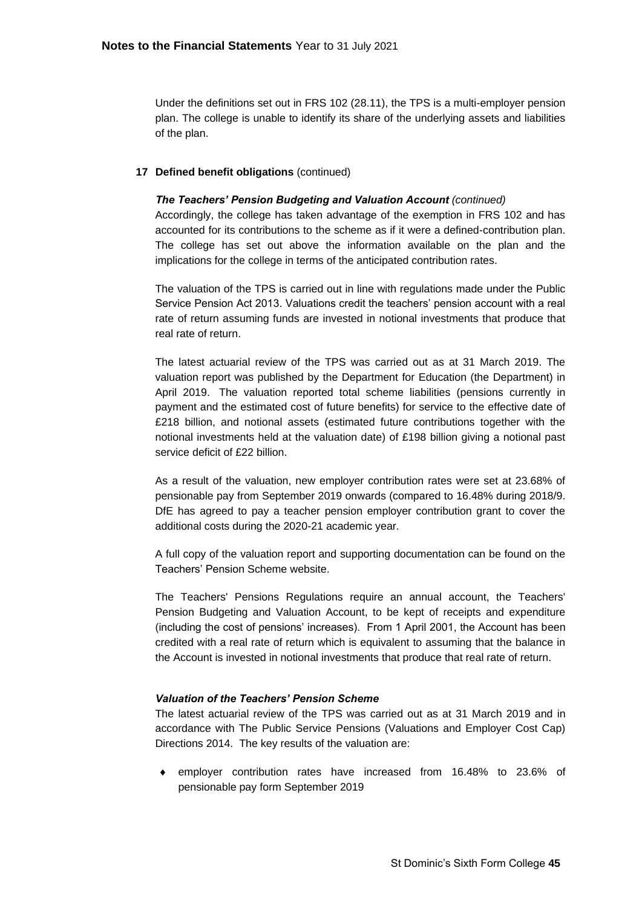Under the definitions set out in FRS 102 (28.11), the TPS is a multi-employer pension plan. The college is unable to identify its share of the underlying assets and liabilities of the plan.

## 17 Defined benefit obligations (continued)

### *The Teachers' Pension Budgeting and Valuation Account (continued)*

Accordingly, the college has taken advantage of the exemption in FRS 102 and has accounted for its contributions to the scheme as if it were a defined-contribution plan. The college has set out above the information available on the plan and the implications for the college in terms of the anticipated contribution rates.

The valuation of the TPS is carried out in line with regulations made under the Public Service Pension Act 2013. Valuations credit the teachers' pension account with a real rate of return assuming funds are invested in notional investments that produce that real rate of return.

The latest actuarial review of the TPS was carried out as at 31 March 2019. The valuation report was published by the Department for Education (the Department) in April 2019. The valuation reported total scheme liabilities (pensions currently in payment and the estimated cost of future benefits) for service to the effective date of £218 billion, and notional assets (estimated future contributions together with the notional investments held at the valuation date) of £198 billion giving a notional past service deficit of £22 billion.

As a result of the valuation, new employer contribution rates were set at 23.68% of pensionable pay from September 2019 onwards (compared to 16.48% during 2018/9. DfE has agreed to pay a teacher pension employer contribution grant to cover the additional costs during the 2020-21 academic year.

A full copy of the valuation report and supporting documentation can be found on the Teachers' Pension Scheme website.

The Teachers' Pensions Regulations require an annual account, the Teachers' Pension Budgeting and Valuation Account, to be kept of receipts and expenditure (including the cost of pensions' increases). From 1 April 2001, the Account has been credited with a real rate of return which is equivalent to assuming that the balance in the Account is invested in notional investments that produce that real rate of return.

### *Valuation of the Teachers' Pension Scheme*

The latest actuarial review of the TPS was carried out as at 31 March 2019 and in accordance with The Public Service Pensions (Valuations and Employer Cost Cap) Directions 2014. The key results of the valuation are:

- employer contribution rates have increased from 16.48% to 23.6% of pensionable pay form September 2019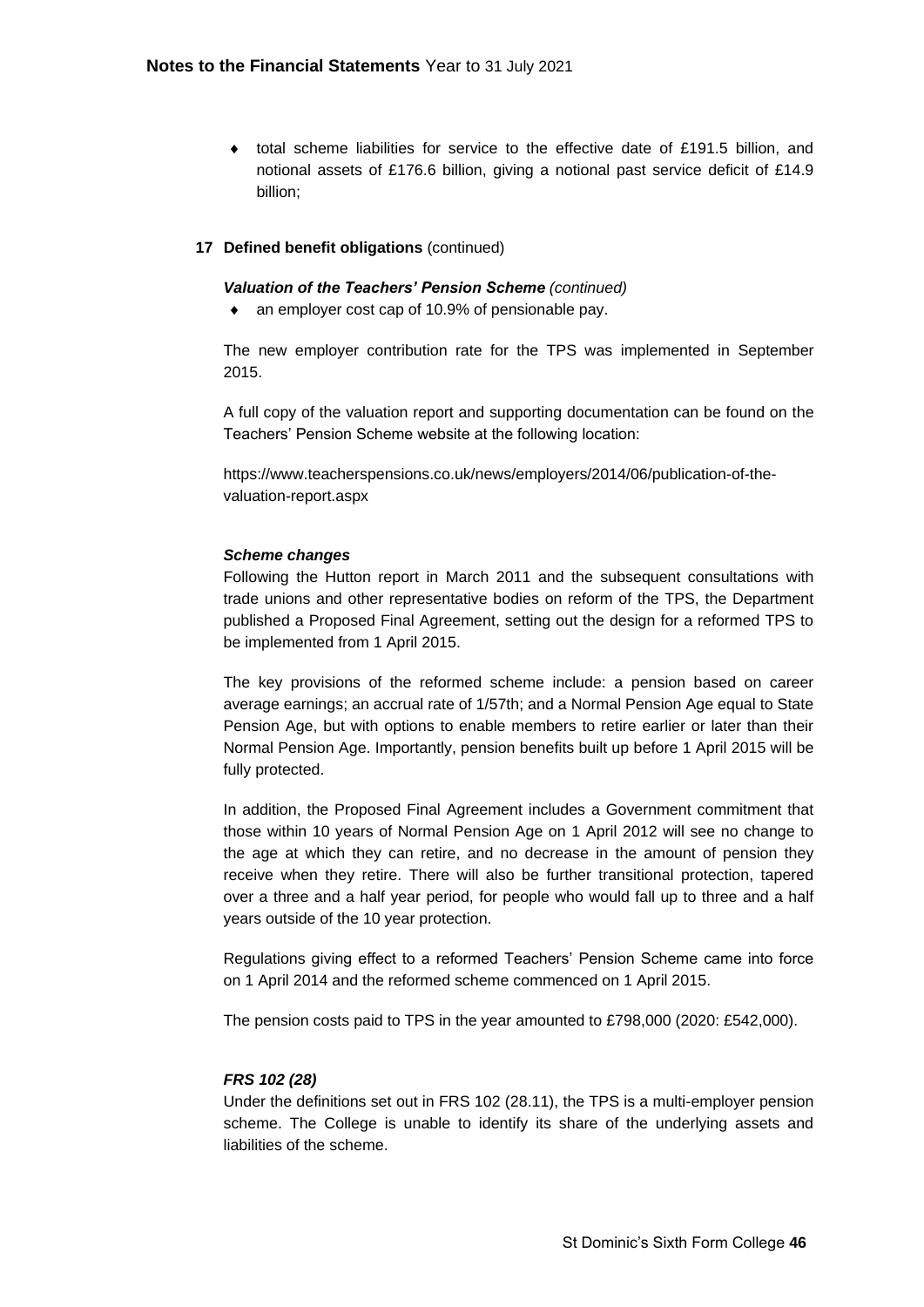- total scheme liabilities for service to the effective date of £191.5 billion, and notional assets of £176.6 billion, giving a notional past service deficit of £14.9 billion;

## 17 Defined benefit obligations (continued)

### *Valuation of the Teachers' Pension Scheme (continued)*

- an employer cost cap of 10.9% of pensionable pay.

The new employer contribution rate for the TPS was implemented in September 2015.

A full copy of the valuation report and supporting documentation can be found on the Teachers' Pension Scheme website at the following location:

https://www.teacherspensions.co.uk/news/employers/2014/06/publication-of-the-valuation-report.aspx

### *Scheme changes*

Following the Hutton report in March 2011 and the subsequent consultations with trade unions and other representative bodies on reform of the TPS, the Department published a Proposed Final Agreement, setting out the design for a reformed TPS to be implemented from 1 April 2015.

The key provisions of the reformed scheme include: a pension based on career average earnings; an accrual rate of 1/57th; and a Normal Pension Age equal to State Pension Age, but with options to enable members to retire earlier or later than their Normal Pension Age. Importantly, pension benefits built up before 1 April 2015 will be fully protected.

In addition, the Proposed Final Agreement includes a Government commitment that those within 10 years of Normal Pension Age on 1 April 2012 will see no change to the age at which they can retire, and no decrease in the amount of pension they receive when they retire. There will also be further transitional protection, tapered over a three and a half year period, for people who would fall up to three and a half years outside of the 10 year protection.

Regulations giving effect to a reformed Teachers' Pension Scheme came into force on 1 April 2014 and the reformed scheme commenced on 1 April 2015.

The pension costs paid to TPS in the year amounted to £798,000 (2020: £542,000).

### *FRS 102 (28)*

Under the definitions set out in FRS 102 (28.11), the TPS is a multi-employer pension scheme. The College is unable to identify its share of the underlying assets and liabilities of the scheme.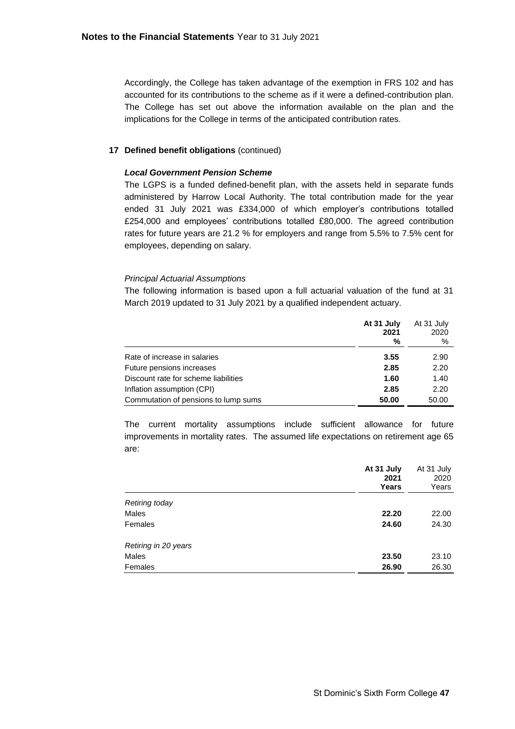Accordingly, the College has taken advantage of the exemption in FRS 102 and has accounted for its contributions to the scheme as if it were a defined-contribution plan. The College has set out above the information available on the plan and the implications for the College in terms of the anticipated contribution rates.

## 17 Defined benefit obligations (continued)

### *Local Government Pension Scheme*

The LGPS is a funded defined-benefit plan, with the assets held in separate funds administered by Harrow Local Authority. The total contribution made for the year ended 31 July 2021 was £334,000 of which employer's contributions totalled £254,000 and employees' contributions totalled £80,000. The agreed contribution rates for future years are 21.2 % for employers and range from 5.5% to 7.5% cent for employees, depending on salary.

*Principal Actuarial Assumptions*

The following information is based upon a full actuarial valuation of the fund at 31 March 2019 updated to 31 July 2021 by a qualified independent actuary.

| | **At 31 July 2021 %** | At 31 July 2020 % |
|---|---|---|
| Rate of increase in salaries | **3.55** | 2.90 |
| Future pensions increases | **2.85** | 2.20 |
| Discount rate for scheme liabilities | **1.60** | 1.40 |
| Inflation assumption (CPI) | **2.85** | 2.20 |
| Commutation of pensions to lump sums | **50.00** | 50.00 |

The current mortality assumptions include sufficient allowance for future improvements in mortality rates. The assumed life expectations on retirement age 65 are:

| | **At 31 July 2021 Years** | At 31 July 2020 Years |
|---|---|---|
| *Retiring today* | | |
| Males | **22.20** | 22.00 |
| Females | **24.60** | 24.30 |
| *Retiring in 20 years* | | |
| Males | **23.50** | 23.10 |
| Females | **26.90** | 26.30 |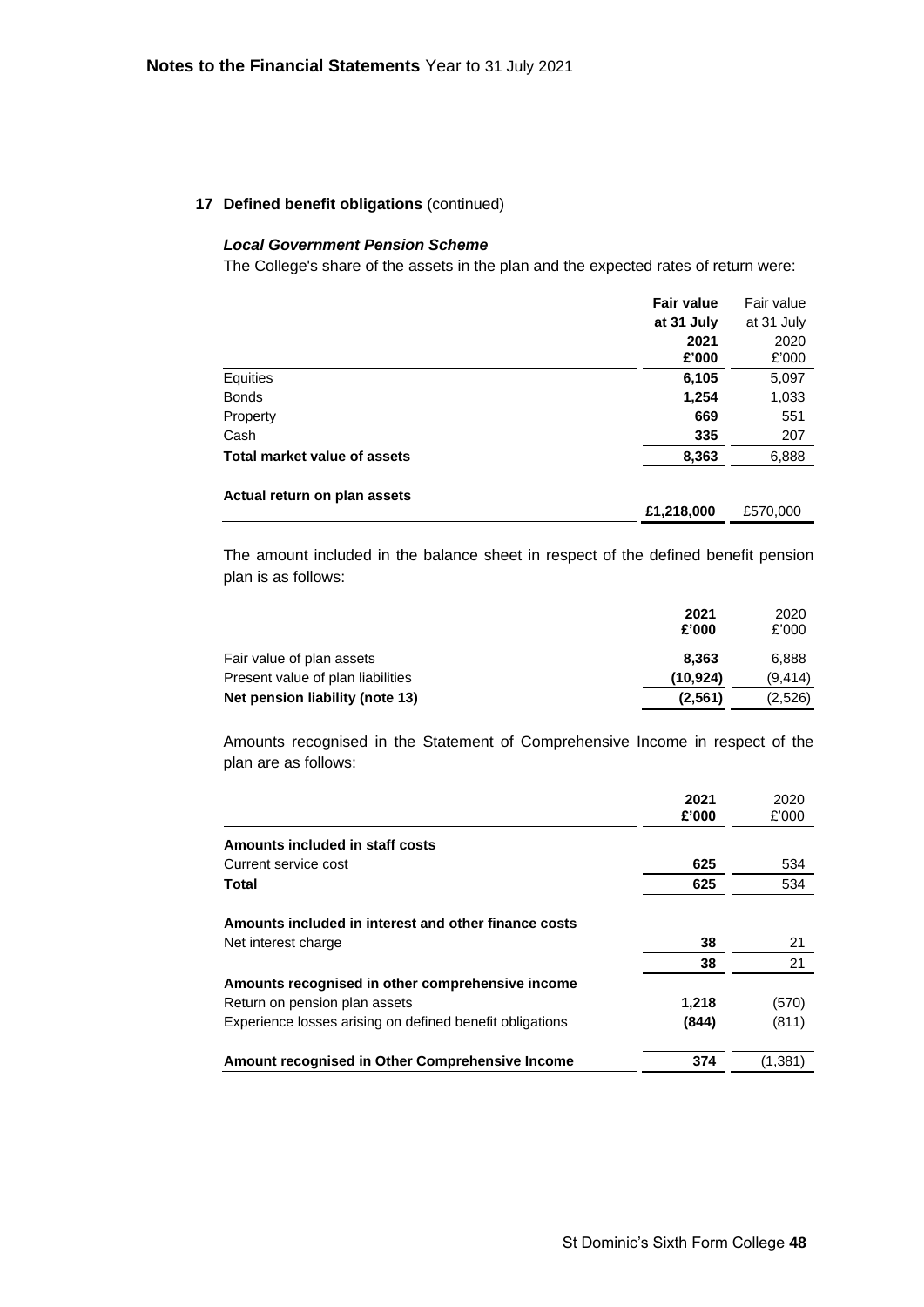## 17 Defined benefit obligations (continued)

### *Local Government Pension Scheme*

The College's share of the assets in the plan and the expected rates of return were:

| | **Fair value at 31 July 2021 £'000** | Fair value at 31 July 2020 £'000 |
|---|---|---|
| Equities | **6,105** | 5,097 |
| Bonds | **1,254** | 1,033 |
| Property | **669** | 551 |
| Cash | **335** | 207 |
| **Total market value of assets** | **8,363** | 6,888 |
| | | |
| **Actual return on plan assets** | **£1,218,000** | £570,000 |

The amount included in the balance sheet in respect of the defined benefit pension plan is as follows:

| | **2021 £'000** | 2020 £'000 |
|---|---|---|
| Fair value of plan assets | **8,363** | 6,888 |
| Present value of plan liabilities | **(10,924)** | (9,414) |
| **Net pension liability (note 13)** | **(2,561)** | (2,526) |

Amounts recognised in the Statement of Comprehensive Income in respect of the plan are as follows:

| | **2021 £'000** | 2020 £'000 |
|---|---|---|
| **Amounts included in staff costs** | | |
| Current service cost | **625** | 534 |
| **Total** | **625** | 534 |
| | | |
| **Amounts included in interest and other finance costs** | | |
| Net interest charge | **38** | 21 |
| | **38** | 21 |
| **Amounts recognised in other comprehensive income** | | |
| Return on pension plan assets | **1,218** | (570) |
| Experience losses arising on defined benefit obligations | **(844)** | (811) |
| | | |
| **Amount recognised in Other Comprehensive Income** | **374** | (1,381) |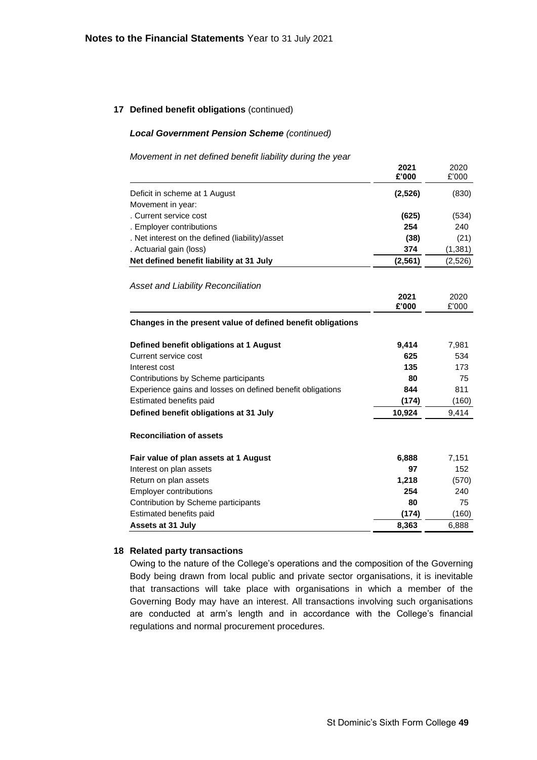### 17 Defined benefit obligations (continued)

***Local Government Pension Scheme** (continued)*

*Movement in net defined benefit liability during the year*

| | 2021 £'000 | 2020 £'000 |
|---|---|---|
| Deficit in scheme at 1 August | **(2,526)** | (830) |
| Movement in year: | | |
| . Current service cost | **(625)** | (534) |
| . Employer contributions | **254** | 240 |
| . Net interest on the defined (liability)/asset | **(38)** | (21) |
| . Actuarial gain (loss) | **374** | (1,381) |
| **Net defined benefit liability at 31 July** | **(2,561)** | (2,526) |

*Asset and Liability Reconciliation*

| | 2021 £'000 | 2020 £'000 |
|---|---|---|
| **Changes in the present value of defined benefit obligations** | | |
| **Defined benefit obligations at 1 August** | **9,414** | 7,981 |
| Current service cost | **625** | 534 |
| Interest cost | **135** | 173 |
| Contributions by Scheme participants | **80** | 75 |
| Experience gains and losses on defined benefit obligations | **844** | 811 |
| Estimated benefits paid | **(174)** | (160) |
| **Defined benefit obligations at 31 July** | **10,924** | 9,414 |
| **Reconciliation of assets** | | |
| **Fair value of plan assets at 1 August** | **6,888** | 7,151 |
| Interest on plan assets | **97** | 152 |
| Return on plan assets | **1,218** | (570) |
| Employer contributions | **254** | 240 |
| Contribution by Scheme participants | **80** | 75 |
| Estimated benefits paid | **(174)** | (160) |
| **Assets at 31 July** | **8,363** | 6,888 |

### 18 Related party transactions

Owing to the nature of the College's operations and the composition of the Governing Body being drawn from local public and private sector organisations, it is inevitable that transactions will take place with organisations in which a member of the Governing Body may have an interest. All transactions involving such organisations are conducted at arm's length and in accordance with the College's financial regulations and normal procurement procedures.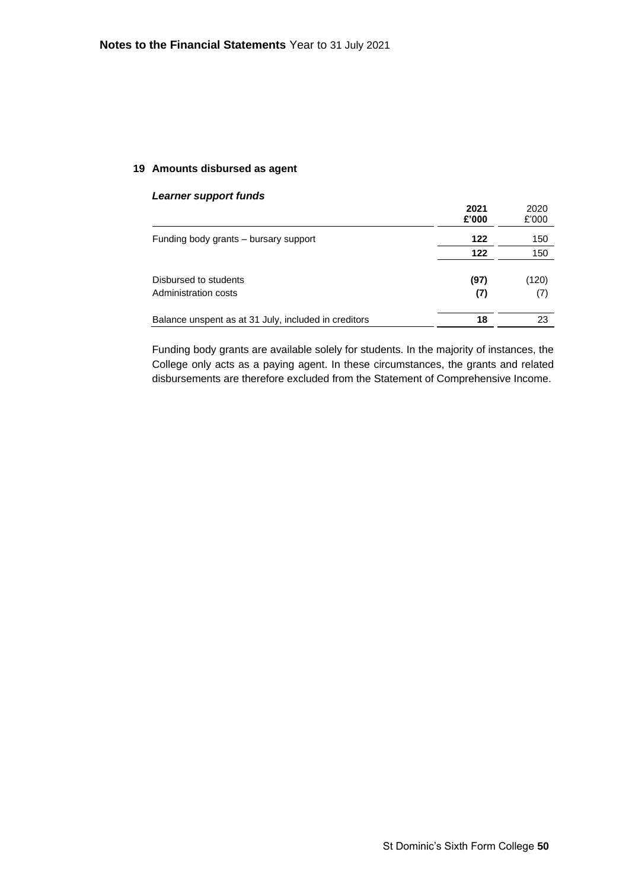## 19 Amounts disbursed as agent

### *Learner support funds*

| | 2021 £'000 | 2020 £'000 |
|---|---|---|
| Funding body grants – bursary support | **122** | 150 |
| | **122** | 150 |
| Disbursed to students | **(97)** | (120) |
| Administration costs | **(7)** | (7) |
| Balance unspent as at 31 July, included in creditors | **18** | 23 |

Funding body grants are available solely for students. In the majority of instances, the College only acts as a paying agent. In these circumstances, the grants and related disbursements are therefore excluded from the Statement of Comprehensive Income.